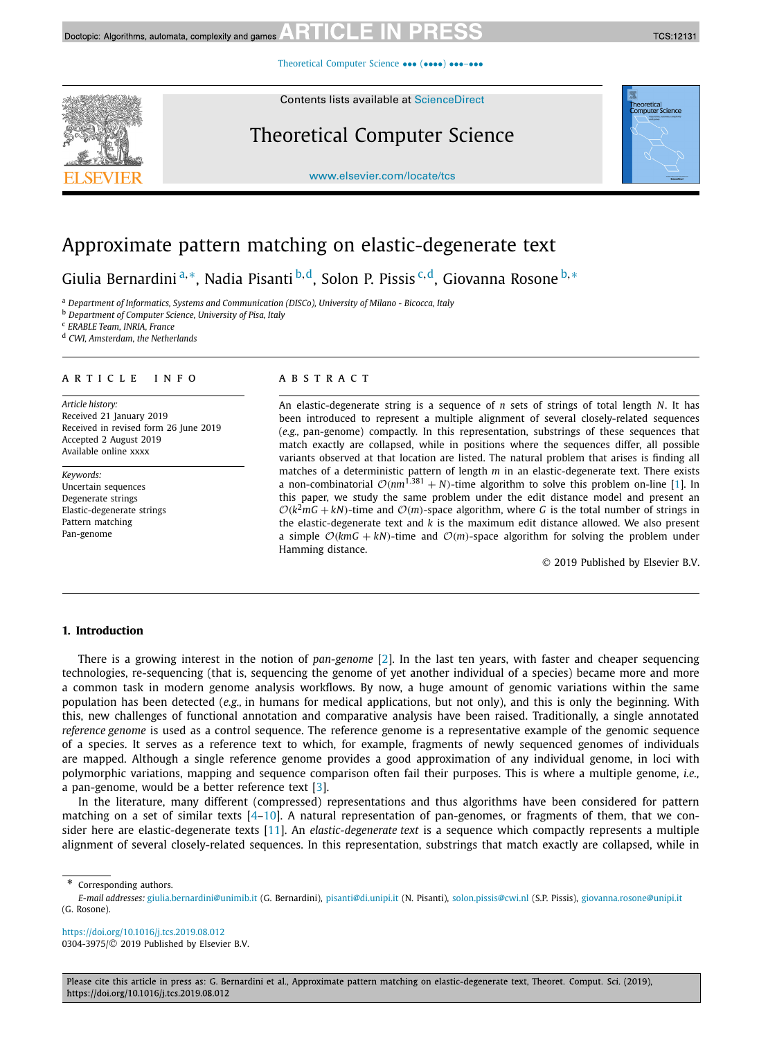# Approximate pattern matching on elastic-degenerate text

Giulia Bernardini [a,*], Nadia Pisanti [b,d], Solon P. Pissis [c,d], Giovanna Rosone [b,*]

[a] Department of Informatics, Systems and Communication (DISCo), University of Milano - Bicocca, Italy
[b] Department of Computer Science, University of Pisa, Italy
[c] ERABLE Team, INRIA, France
[d] CWI, Amsterdam, the Netherlands

## ARTICLE INFO

*Article history:*
Received 21 January 2019
Received in revised form 26 June 2019
Accepted 2 August 2019
Available online xxxx

*Keywords:*
Uncertain sequences
Degenerate strings
Elastic-degenerate strings
Pattern matching
Pan-genome

## ABSTRACT

An elastic-degenerate string is a sequence of $n$ sets of strings of total length $N$. It has been introduced to represent a multiple alignment of several closely-related sequences (*e.g.,* pan-genome) compactly. In this representation, substrings of these sequences that match exactly are collapsed, while in positions where the sequences differ, all possible variants observed at that location are listed. The natural problem that arises is finding all matches of a deterministic pattern of length $m$ in an elastic-degenerate text. There exists a non-combinatorial $\mathcal{O}(nm^{1.381} + N)$-time algorithm to solve this problem on-line [1]. In this paper, we study the same problem under the edit distance model and present an $\mathcal{O}(k^2mG + kN)$-time and $\mathcal{O}(m)$-space algorithm, where $G$ is the total number of strings in the elastic-degenerate text and $k$ is the maximum edit distance allowed. We also present a simple $\mathcal{O}(kmG + kN)$-time and $\mathcal{O}(m)$-space algorithm for solving the problem under Hamming distance.

© 2019 Published by Elsevier B.V.

## 1. Introduction

There is a growing interest in the notion of *pan-genome* [2]. In the last ten years, with faster and cheaper sequencing technologies, re-sequencing (that is, sequencing the genome of yet another individual of a species) became more and more a common task in modern genome analysis workflows. By now, a huge amount of genomic variations within the same population has been detected (*e.g.,* in humans for medical applications, but not only), and this is only the beginning. With this, new challenges of functional annotation and comparative analysis have been raised. Traditionally, a single annotated *reference genome* is used as a control sequence. The reference genome is a representative example of the genomic sequence of a species. It serves as a reference text to which, for example, fragments of newly sequenced genomes of individuals are mapped. Although a single reference genome provides a good approximation of any individual genome, in loci with polymorphic variations, mapping and sequence comparison often fail their purposes. This is where a multiple genome, *i.e.,* a pan-genome, would be a better reference text [3].

In the literature, many different (compressed) representations and thus algorithms have been considered for pattern matching on a set of similar texts [4–10]. A natural representation of pan-genomes, or fragments of them, that we consider here are elastic-degenerate texts [11]. An *elastic-degenerate text* is a sequence which compactly represents a multiple alignment of several closely-related sequences. In this representation, substrings that match exactly are collapsed, while in

* Corresponding authors.
*E-mail addresses:* giulia.bernardini@unimib.it (G. Bernardini), pisanti@di.unipi.it (N. Pisanti), solon.pissis@cwi.nl (S.P. Pissis), giovanna.rosone@unipi.it (G. Rosone).

https://doi.org/10.1016/j.tcs.2019.08.012
0304-3975/© 2019 Published by Elsevier B.V.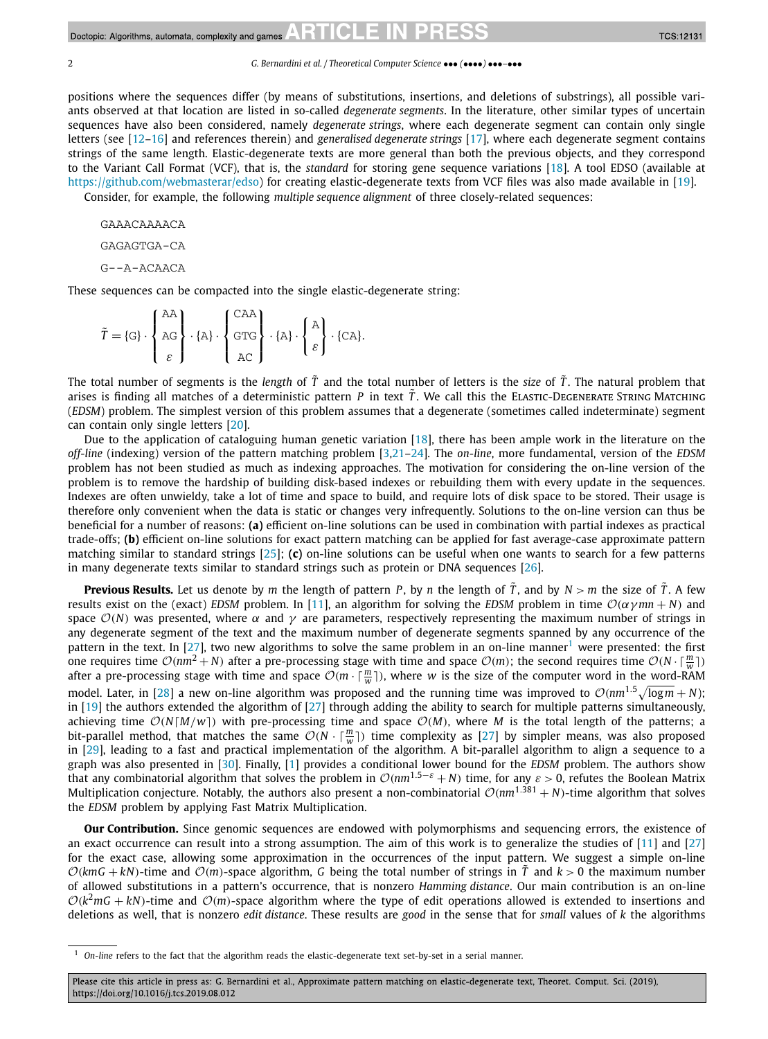positions where the sequences differ (by means of substitutions, insertions, and deletions of substrings), all possible variants observed at that location are listed in so-called *degenerate segments*. In the literature, other similar types of uncertain sequences have also been considered, namely *degenerate strings*, where each degenerate segment can contain only single letters (see [12–16] and references therein) and *generalised degenerate strings* [17], where each degenerate segment contains strings of the same length. Elastic-degenerate texts are more general than both the previous objects, and they correspond to the Variant Call Format (VCF), that is, the *standard* for storing gene sequence variations [18]. A tool EDSO (available at https://github.com/webmasterar/edso) for creating elastic-degenerate texts from VCF files was also made available in [19].

Consider, for example, the following *multiple sequence alignment* of three closely-related sequences:

```
GAAACAAAACA
GAGAGTGA-CA
G--A-ACAACA
```

These sequences can be compacted into the single elastic-degenerate string:

$$\tilde{T} = \{\mathtt{G}\} \cdot \begin{Bmatrix} \mathtt{AA} \\ \mathtt{AG} \\ \varepsilon \end{Bmatrix} \cdot \{\mathtt{A}\} \cdot \begin{Bmatrix} \mathtt{CAA} \\ \mathtt{GTG} \\ \mathtt{AC} \end{Bmatrix} \cdot \{\mathtt{A}\} \cdot \begin{Bmatrix} \mathtt{A} \\ \varepsilon \end{Bmatrix} \cdot \{\mathtt{CA}\}.$$

The total number of segments is the *length* of $\tilde{T}$ and the total number of letters is the *size* of $\tilde{T}$. The natural problem that arises is finding all matches of a deterministic pattern $P$ in text $\tilde{T}$. We call this the Elastic-Degenerate String Matching (*EDSM*) problem. The simplest version of this problem assumes that a degenerate (sometimes called indeterminate) segment can contain only single letters [20].

Due to the application of cataloguing human genetic variation [18], there has been ample work in the literature on the *off-line* (indexing) version of the pattern matching problem [3,21–24]. The *on-line*, more fundamental, version of the *EDSM* problem has not been studied as much as indexing approaches. The motivation for considering the on-line version of the problem is to remove the hardship of building disk-based indexes or rebuilding them with every update in the sequences. Indexes are often unwieldy, take a lot of time and space to build, and require lots of disk space to be stored. Their usage is therefore only convenient when the data is static or changes very infrequently. Solutions to the on-line version can thus be beneficial for a number of reasons: **(a)** efficient on-line solutions can be used in combination with partial indexes as practical trade-offs; **(b)** efficient on-line solutions for exact pattern matching can be applied for fast average-case approximate pattern matching similar to standard strings [25]; **(c)** on-line solutions can be useful when one wants to search for a few patterns in many degenerate texts similar to standard strings such as protein or DNA sequences [26].

**Previous Results.** Let us denote by $m$ the length of pattern $P$, by $n$ the length of $\tilde{T}$, and by $N > m$ the size of $\tilde{T}$. A few results exist on the (exact) *EDSM* problem. In [11], an algorithm for solving the *EDSM* problem in time $\mathcal{O}(\alpha\gamma mn + N)$ and space $\mathcal{O}(N)$ was presented, where $\alpha$ and $\gamma$ are parameters, respectively representing the maximum number of strings in any degenerate segment of the text and the maximum number of degenerate segments spanned by any occurrence of the pattern in the text. In [27], two new algorithms to solve the same problem in an on-line manner[1] were presented: the first one requires time $\mathcal{O}(nm^2 + N)$ after a pre-processing stage with time and space $\mathcal{O}(m)$; the second requires time $\mathcal{O}(N \cdot \lceil \frac{m}{w} \rceil)$ after a pre-processing stage with time and space $\mathcal{O}(m \cdot \lceil \frac{m}{w} \rceil)$, where $w$ is the size of the computer word in the word-RAM model. Later, in [28] a new on-line algorithm was proposed and the running time was improved to $\mathcal{O}(nm^{1.5}\sqrt{\log m} + N)$; in [19] the authors extended the algorithm of [27] through adding the ability to search for multiple patterns simultaneously, achieving time $\mathcal{O}(N\lceil M/w \rceil)$ with pre-processing time and space $\mathcal{O}(M)$, where $M$ is the total length of the patterns; a bit-parallel method, that matches the same $\mathcal{O}(N \cdot \lceil \frac{m}{w} \rceil)$ time complexity as [27] by simpler means, was also proposed in [29], leading to a fast and practical implementation of the algorithm. A bit-parallel algorithm to align a sequence to a graph was also presented in [30]. Finally, [1] provides a conditional lower bound for the *EDSM* problem. The authors show that any combinatorial algorithm that solves the problem in $\mathcal{O}(nm^{1.5-\varepsilon} + N)$ time, for any $\varepsilon > 0$, refutes the Boolean Matrix Multiplication conjecture. Notably, the authors also present a non-combinatorial $\mathcal{O}(nm^{1.381} + N)$-time algorithm that solves the *EDSM* problem by applying Fast Matrix Multiplication.

**Our Contribution.** Since genomic sequences are endowed with polymorphisms and sequencing errors, the existence of an exact occurrence can result into a strong assumption. The aim of this work is to generalize the studies of [11] and [27] for the exact case, allowing some approximation in the occurrences of the input pattern. We suggest a simple on-line $\mathcal{O}(kmG + kN)$-time and $\mathcal{O}(m)$-space algorithm, $G$ being the total number of strings in $\tilde{T}$ and $k > 0$ the maximum number of allowed substitutions in a pattern's occurrence, that is nonzero *Hamming distance*. Our main contribution is an on-line $\mathcal{O}(k^2mG + kN)$-time and $\mathcal{O}(m)$-space algorithm where the type of edit operations allowed is extended to insertions and deletions as well, that is nonzero *edit distance*. These results are *good* in the sense that for *small* values of $k$ the algorithms

[1] *On-line* refers to the fact that the algorithm reads the elastic-degenerate text set-by-set in a serial manner.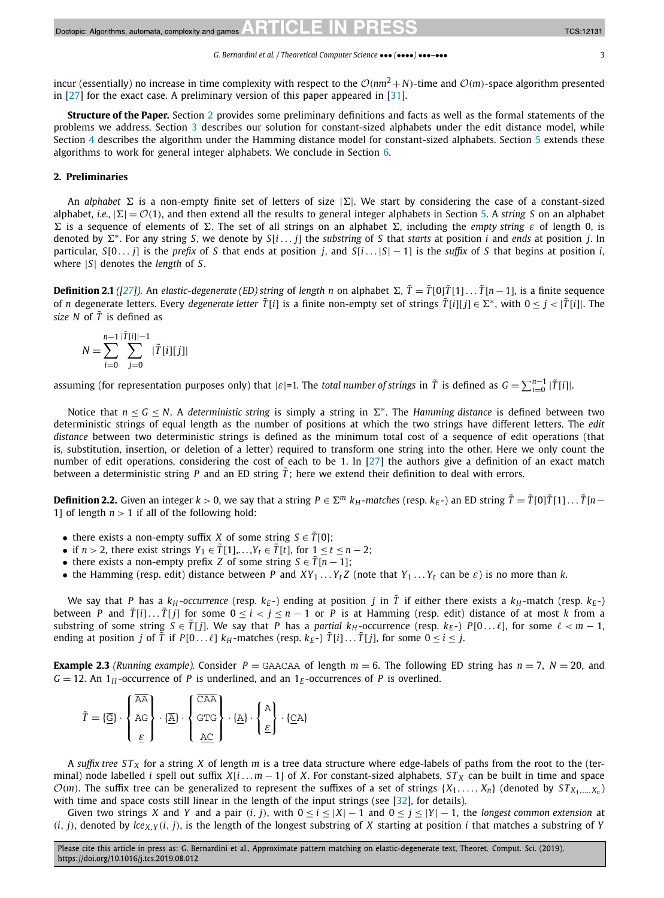incur (essentially) no increase in time complexity with respect to the $\mathcal{O}(nm^2+N)$-time and $\mathcal{O}(m)$-space algorithm presented in [27] for the exact case. A preliminary version of this paper appeared in [31].

**Structure of the Paper.** Section 2 provides some preliminary definitions and facts as well as the formal statements of the problems we address. Section 3 describes our solution for constant-sized alphabets under the edit distance model, while Section 4 describes the algorithm under the Hamming distance model for constant-sized alphabets. Section 5 extends these algorithms to work for general integer alphabets. We conclude in Section 6.

## 2. Preliminaries

An *alphabet* $\Sigma$ is a non-empty finite set of letters of size $|\Sigma|$. We start by considering the case of a constant-sized alphabet, *i.e.*, $|\Sigma| = \mathcal{O}(1)$, and then extend all the results to general integer alphabets in Section 5. A *string* $S$ on an alphabet $\Sigma$ is a sequence of elements of $\Sigma$. The set of all strings on an alphabet $\Sigma$, including the *empty string* $\varepsilon$ of length 0, is denoted by $\Sigma^*$. For any string $S$, we denote by $S[i \dots j]$ the *substring* of $S$ that *starts* at position $i$ and *ends* at position $j$. In particular, $S[0 \dots j]$ is the *prefix* of $S$ that ends at position $j$, and $S[i \dots |S|-1]$ is the *suffix* of $S$ that begins at position $i$, where $|S|$ denotes the *length* of $S$.

**Definition 2.1** *([27]).* An *elastic-degenerate (ED) string* of *length* $n$ on alphabet $\Sigma$, $\tilde{T} = \tilde{T}[0]\tilde{T}[1] \dots \tilde{T}[n-1]$, is a finite sequence of $n$ degenerate letters. Every *degenerate letter* $\tilde{T}[i]$ is a finite non-empty set of strings $\tilde{T}[i][j] \in \Sigma^*$, with $0 \le j < |\tilde{T}[i]|$. The *size* $N$ of $\tilde{T}$ is defined as

$$N = \sum_{i=0}^{n-1} \sum_{j=0}^{|\tilde{T}[i]|-1} |\tilde{T}[i][j]|$$

assuming (for representation purposes only) that $|\varepsilon|$=1. The *total number of strings* in $\tilde{T}$ is defined as $G = \sum_{i=0}^{n-1} |\tilde{T}[i]|$.

Notice that $n \le G \le N$. A *deterministic string* is simply a string in $\Sigma^*$. The *Hamming distance* is defined between two deterministic strings of equal length as the number of positions at which the two strings have different letters. The *edit distance* between two deterministic strings is defined as the minimum total cost of a sequence of edit operations (that is, substitution, insertion, or deletion of a letter) required to transform one string into the other. Here we only count the number of edit operations, considering the cost of each to be 1. In [27] the authors give a definition of an exact match between a deterministic string $P$ and an ED string $\tilde{T}$; here we extend their definition to deal with errors.

**Definition 2.2.** Given an integer $k > 0$, we say that a string $P \in \Sigma^m$ $k_H$*-matches* (resp. $k_E$-) an ED string $\tilde{T} = \tilde{T}[0]\tilde{T}[1] \dots \tilde{T}[n-1]$ of length $n > 1$ if all of the following hold:

- there exists a non-empty suffix $X$ of some string $S \in \tilde{T}[0]$;
- if $n > 2$, there exist strings $Y_1 \in \tilde{T}[1], \dots, Y_t \in \tilde{T}[t]$, for $1 \le t \le n-2$;
- there exists a non-empty prefix $Z$ of some string $S \in \tilde{T}[n-1]$;
- the Hamming (resp. edit) distance between $P$ and $XY_1 \dots Y_t Z$ (note that $Y_1 \dots Y_t$ can be $\varepsilon$) is no more than $k$.

We say that $P$ has a $k_H$*-occurrence* (resp. $k_E$-) *ending at position* $j$ in $\tilde{T}$ if either there exists a $k_H$-match (resp. $k_E$-) between $P$ and $\tilde{T}[i] \dots \tilde{T}[j]$ for some $0 \le i < j \le n-1$ or $P$ is at Hamming (resp. edit) distance of at most $k$ from a substring of some string $S \in \tilde{T}[j]$. We say that $P$ has a *partial* $k_H$*-occurrence* (resp. $k_E$-) $P[0 \dots \ell]$, for some $\ell < m-1$, ending at position $j$ of $\tilde{T}$ if $P[0 \dots \ell]$ $k_H$-matches (resp. $k_E$-) $\tilde{T}[i] \dots \tilde{T}[j]$, for some $0 \le i \le j$.

**Example 2.3** *(Running example).* Consider $P = \texttt{GAACAA}$ of length $m = 6$. The following ED string has $n = 7$, $N = 20$, and $G = 12$. An $1_H$-occurrence of $P$ is underlined, and an $1_E$-occurrences of $P$ is overlined.

$$\tilde{T} = \{\overline{\underline{\texttt{G}}}\} \cdot \left\{ \begin{array}{c} \overline{\texttt{AA}} \\ \texttt{AG} \\ \underline{\varepsilon} \end{array} \right\} \cdot \{\overline{\underline{\texttt{A}}}\} \cdot \left\{ \begin{array}{c} \overline{\texttt{CAA}} \\ \texttt{GTG} \\ \underline{\texttt{AC}} \end{array} \right\} \cdot \{\underline{\texttt{A}}\} \cdot \left\{ \begin{array}{c} \texttt{A} \\ \underline{\varepsilon} \end{array} \right\} \cdot \{\underline{\texttt{CA}}\}$$

A *suffix tree* $ST_X$ for a string $X$ of length $m$ is a tree data structure where edge-labels of paths from the root to the (terminal) node labelled $i$ spell out suffix $X[i \dots m-1]$ of $X$. For constant-sized alphabets, $ST_X$ can be built in time and space $\mathcal{O}(m)$. The suffix tree can be generalized to represent the suffixes of a set of strings $\{X_1, \dots, X_n\}$ (denoted by $ST_{X_1,\dots,X_n}$) with time and space costs still linear in the length of the input strings (see [32], for details).

Given two strings $X$ and $Y$ and a pair $(i, j)$, with $0 \le i \le |X|-1$ and $0 \le j \le |Y|-1$, the *longest common extension* at $(i, j)$, denoted by $lce_{X,Y}(i, j)$, is the length of the longest substring of $X$ starting at position $i$ that matches a substring of $Y$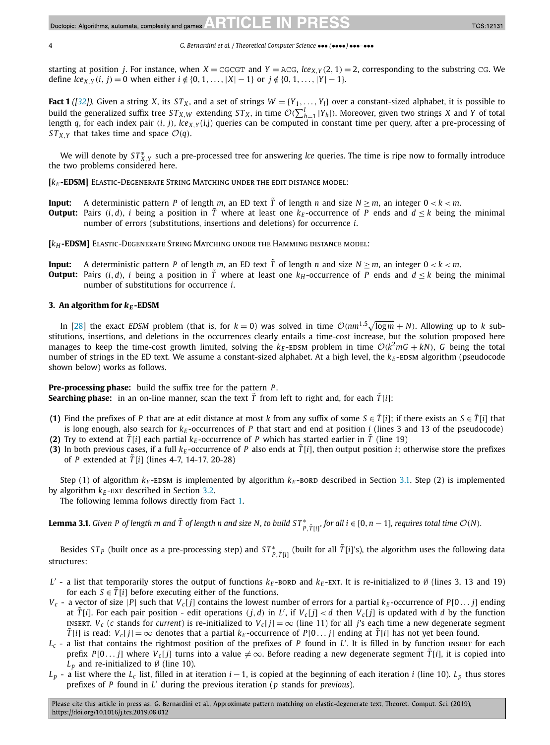starting at position $j$. For instance, when $X = \texttt{CGCGT}$ and $Y = \texttt{ACG}$, $lce_{X,Y}(2, 1) = 2$, corresponding to the substring CG. We define $lce_{X,Y}(i, j) = 0$ when either $i \notin \{0, 1, \ldots, |X| - 1\}$ or $j \notin \{0, 1, \ldots, |Y| - 1\}$.

**Fact 1** *([32]).* Given a string $X$, its $ST_X$, and a set of strings $W = \{Y_1, \ldots, Y_l\}$ over a constant-sized alphabet, it is possible to build the generalized suffix tree $ST_{X,W}$ extending $ST_X$, in time $\mathcal{O}(\sum_{h=1}^{l} |Y_h|)$. Moreover, given two strings $X$ and $Y$ of total length $q$, for each index pair $(i, j)$, $lce_{X,Y}$(i,j) queries can be computed in constant time per query, after a pre-processing of $ST_{X,Y}$ that takes time and space $\mathcal{O}(q)$.

We will denote by $ST^*_{X,Y}$ such a pre-processed tree for answering *lce* queries. The time is ripe now to formally introduce the two problems considered here.

**[$k_E$-EDSM]** Elastic-Degenerate String Matching under the edit distance model:

**Input:** A deterministic pattern $P$ of length $m$, an ED text $\tilde{T}$ of length $n$ and size $N \geq m$, an integer $0 < k < m$.
**Output:** Pairs $(i, d)$, $i$ being a position in $\tilde{T}$ where at least one $k_E$-occurrence of $P$ ends and $d \leq k$ being the minimal number of errors (substitutions, insertions and deletions) for occurrence $i$.

**[$k_H$-EDSM]** Elastic-Degenerate String Matching under the Hamming distance model:

**Input:** A deterministic pattern $P$ of length $m$, an ED text $\tilde{T}$ of length $n$ and size $N \geq m$, an integer $0 < k < m$.
**Output:** Pairs $(i, d)$, $i$ being a position in $\tilde{T}$ where at least one $k_H$-occurrence of $P$ ends and $d \leq k$ being the minimal number of substitutions for occurrence $i$.

## 3. An algorithm for $k_E$-EDSM

In [28] the exact *EDSM* problem (that is, for $k = 0$) was solved in time $\mathcal{O}(nm^{1.5}\sqrt{\log m} + N)$. Allowing up to $k$ substitutions, insertions, and deletions in the occurrences clearly entails a time-cost increase, but the solution proposed here manages to keep the time-cost growth limited, solving the $k_E$-EDSM problem in time $\mathcal{O}(k^2mG + kN)$, $G$ being the total number of strings in the ED text. We assume a constant-sized alphabet. At a high level, the $k_E$-EDSM algorithm (pseudocode shown below) works as follows.

**Pre-processing phase:** build the suffix tree for the pattern $P$.
**Searching phase:** in an on-line manner, scan the text $\tilde{T}$ from left to right and, for each $\tilde{T}[i]$:

**(1)** Find the prefixes of $P$ that are at edit distance at most $k$ from any suffix of some $S \in \tilde{T}[i]$; if there exists an $S \in \tilde{T}[i]$ that is long enough, also search for $k_E$-occurrences of $P$ that start and end at position $i$ (lines 3 and 13 of the pseudocode)
**(2)** Try to extend at $\tilde{T}[i]$ each partial $k_E$-occurrence of $P$ which has started earlier in $\tilde{T}$ (line 19)
**(3)** In both previous cases, if a full $k_E$-occurrence of $P$ also ends at $\tilde{T}[i]$, then output position $i$; otherwise store the prefixes of $P$ extended at $\tilde{T}[i]$ (lines 4-7, 14-17, 20-28)

Step (1) of algorithm $k_E$-EDSM is implemented by algorithm $k_E$-BORD described in Section 3.1. Step (2) is implemented by algorithm $k_E$-EXT described in Section 3.2.

The following lemma follows directly from Fact 1.

**Lemma 3.1.** *Given $P$ of length $m$ and $\tilde{T}$ of length $n$ and size $N$, to build $ST^*_{P,\tilde{T}[i]}$, for all $i \in [0, n-1]$, requires total time $\mathcal{O}(N)$.*

Besides $ST_P$ (built once as a pre-processing step) and $ST^*_{P,\tilde{T}[i]}$ (built for all $\tilde{T}[i]$'s), the algorithm uses the following data structures:

- $L'$ - a list that temporarily stores the output of functions $k_E$-BORD and $k_E$-EXT. It is re-initialized to $\emptyset$ (lines 3, 13 and 19) for each $S \in \tilde{T}[i]$ before executing either of the functions.
- $V_c$ - a vector of size $|P|$ such that $V_c[j]$ contains the lowest number of errors for a partial $k_E$-occurrence of $P[0 \ldots j]$ ending at $\tilde{T}[i]$. For each pair position - edit operations $(j, d)$ in $L'$, if $V_c[j] < d$ then $V_c[j]$ is updated with $d$ by the function INSERT. $V_c$ ($c$ stands for *current*) is re-initialized to $V_c[j] = \infty$ (line 11) for all $j$'s each time a new degenerate segment $\tilde{T}[i]$ is read: $V_c[j] = \infty$ denotes that a partial $k_E$-occurrence of $P[0 \ldots j]$ ending at $\tilde{T}[i]$ has not yet been found.
- $L_c$ - a list that contains the rightmost position of the prefixes of $P$ found in $L'$. It is filled in by function INSERT for each prefix $P[0 \ldots j]$ where $V_c[j]$ turns into a value $\neq \infty$. Before reading a new degenerate segment $\tilde{T}[i]$, it is copied into $L_p$ and re-initialized to $\emptyset$ (line 10).
- $L_p$ - a list where the $L_c$ list, filled in at iteration $i - 1$, is copied at the beginning of each iteration $i$ (line 10). $L_p$ thus stores prefixes of $P$ found in $L'$ during the previous iteration ($p$ stands for *previous*).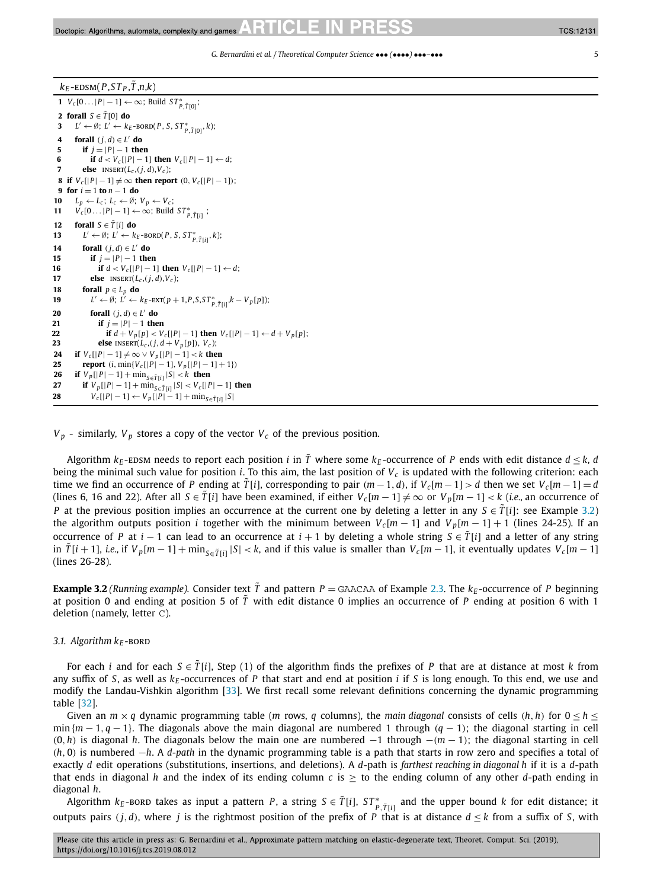$k_E$-EDSM($P$,$ST_P$,$\tilde{T}$,$n$,$k$)

```
1  V_c[0...|P|-1] ← ∞; Build ST*_{P,T̃[0]};
2  forall S ∈ T̃[0] do
3     L' ← ∅; L' ← k_E-BORD(P, S, ST*_{P,T̃[0]}, k);
4     forall (j,d) ∈ L' do
5        if j = |P|-1 then
6           if d < V_c[|P|-1] then V_c[|P|-1] ← d;
7        else  INSERT(L_c,(j,d),V_c);
8  if V_c[|P|-1] ≠ ∞ then report (0, V_c[|P|-1]);
9  for i = 1 to n-1 do
10    L_p ← L_c; L_c ← ∅; V_p ← V_c;
11    V_c[0...|P|-1] ← ∞; Build ST*_{P,T̃[i]} ;
12    forall S ∈ T̃[i] do
13       L' ← ∅; L' ← k_E-BORD(P, S, ST*_{P,T̃[i]}, k);
14       forall (j,d) ∈ L' do
15          if j = |P|-1 then
16             if d < V_c[|P|-1] then V_c[|P|-1] ← d;
17          else  INSERT(L_c,(j,d),V_c);
18       forall p ∈ L_p do
19          L' ← ∅; L' ← k_E-EXT(p+1,P,S,ST*_{P,T̃[i]},k - V_p[p]);
20          forall (j,d) ∈ L' do
21             if j = |P|-1 then
22                if d + V_p[p] < V_c[|P|-1] then V_c[|P|-1] ← d + V_p[p];
23             else INSERT(L_c,(j,d + V_p[p]), V_c);
24    if V_c[|P|-1] ≠ ∞ ∨ V_p[|P|-1] < k then
25       report (i, min{V_c[|P|-1], V_p[|P|-1]+1})
26    if V_p[|P|-1] + min_{S∈T̃[i]} |S| < k  then
27       if V_p[|P|-1] + min_{S∈T̃[i]} |S| < V_c[|P|-1] then
28          V_c[|P|-1] ← V_p[|P|-1] + min_{S∈T̃[i]} |S|
```

$V_p$ - similarly, $V_p$ stores a copy of the vector $V_c$ of the previous position.

Algorithm $k_E$-EDSM needs to report each position $i$ in $\tilde{T}$ where some $k_E$-occurrence of $P$ ends with edit distance $d \le k$, $d$ being the minimal such value for position $i$. To this aim, the last position of $V_c$ is updated with the following criterion: each time we find an occurrence of $P$ ending at $\tilde{T}[i]$, corresponding to pair $(m-1,d)$, if $V_c[m-1] > d$ then we set $V_c[m-1] = d$ (lines 6, 16 and 22). After all $S \in \tilde{T}[i]$ have been examined, if either $V_c[m-1] \ne \infty$ or $V_p[m-1] < k$ (*i.e.*, an occurrence of $P$ at the previous position implies an occurrence at the current one by deleting a letter in any $S \in \tilde{T}[i]$: see Example 3.2) the algorithm outputs position $i$ together with the minimum between $V_c[m-1]$ and $V_p[m-1]+1$ (lines 24-25). If an occurrence of $P$ at $i-1$ can lead to an occurrence at $i+1$ by deleting a whole string $S \in \tilde{T}[i]$ and a letter of any string in $\tilde{T}[i+1]$, *i.e.*, if $V_p[m-1] + \min_{S\in\tilde{T}[i]} |S| < k$, and if this value is smaller than $V_c[m-1]$, it eventually updates $V_c[m-1]$ (lines 26-28).

**Example 3.2** *(Running example).* Consider text $\tilde{T}$ and pattern $P = \text{GAACAA}$ of Example 2.3. The $k_E$-occurrence of $P$ beginning at position 0 and ending at position 5 of $\tilde{T}$ with edit distance 0 implies an occurrence of $P$ ending at position 6 with 1 deletion (namely, letter C).

### 3.1. Algorithm $k_E$-BORD

For each $i$ and for each $S \in \tilde{T}[i]$, Step (1) of the algorithm finds the prefixes of $P$ that are at distance at most $k$ from any suffix of $S$, as well as $k_E$-occurrences of $P$ that start and end at position $i$ if $S$ is long enough. To this end, we use and modify the Landau-Vishkin algorithm [33]. We first recall some relevant definitions concerning the dynamic programming table [32].

Given an $m \times q$ dynamic programming table ($m$ rows, $q$ columns), the *main diagonal* consists of cells $(h,h)$ for $0 \le h \le \min\{m-1, q-1\}$. The diagonals above the main diagonal are numbered 1 through $(q-1)$; the diagonal starting in cell $(0,h)$ is diagonal $h$. The diagonals below the main one are numbered $-1$ through $-(m-1)$; the diagonal starting in cell $(h,0)$ is numbered $-h$. A *d-path* in the dynamic programming table is a path that starts in row zero and specifies a total of exactly $d$ edit operations (substitutions, insertions, and deletions). A $d$-path is *farthest reaching in diagonal h* if it is a $d$-path that ends in diagonal $h$ and the index of its ending column $c$ is $\ge$ to the ending column of any other $d$-path ending in diagonal $h$.

Algorithm $k_E$-BORD takes as input a pattern $P$, a string $S \in \tilde{T}[i]$, $ST^*_{P,\tilde{T}[i]}$ and the upper bound $k$ for edit distance; it outputs pairs $(j,d)$, where $j$ is the rightmost position of the prefix of $P$ that is at distance $d \le k$ from a suffix of $S$, with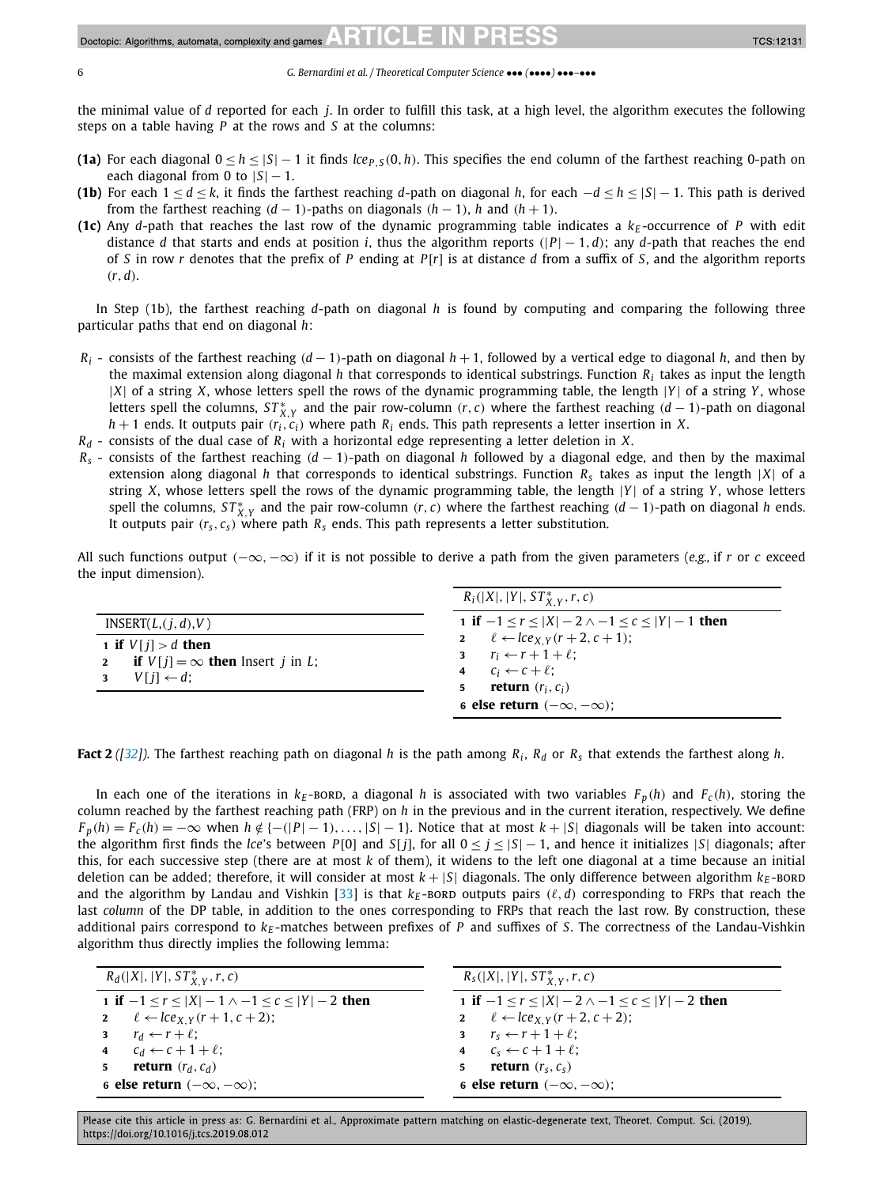the minimal value of $d$ reported for each $j$. In order to fulfill this task, at a high level, the algorithm executes the following steps on a table having $P$ at the rows and $S$ at the columns:

- **(1a)** For each diagonal $0 \le h \le |S|-1$ it finds $lce_{P,S}(0,h)$. This specifies the end column of the farthest reaching 0-path on each diagonal from 0 to $|S|-1$.
- **(1b)** For each $1 \le d \le k$, it finds the farthest reaching $d$-path on diagonal $h$, for each $-d \le h \le |S|-1$. This path is derived from the farthest reaching $(d-1)$-paths on diagonals $(h-1)$, $h$ and $(h+1)$.
- **(1c)** Any $d$-path that reaches the last row of the dynamic programming table indicates a $k_E$-occurrence of $P$ with edit distance $d$ that starts and ends at position $i$, thus the algorithm reports $(|P|-1, d)$; any $d$-path that reaches the end of $S$ in row $r$ denotes that the prefix of $P$ ending at $P[r]$ is at distance $d$ from a suffix of $S$, and the algorithm reports $(r, d)$.

In Step (1b), the farthest reaching $d$-path on diagonal $h$ is found by computing and comparing the following three particular paths that end on diagonal $h$:

- $R_i$ - consists of the farthest reaching $(d-1)$-path on diagonal $h+1$, followed by a vertical edge to diagonal $h$, and then by the maximal extension along diagonal $h$ that corresponds to identical substrings. Function $R_i$ takes as input the length $|X|$ of a string $X$, whose letters spell the rows of the dynamic programming table, the length $|Y|$ of a string $Y$, whose letters spell the columns, $ST^*_{X,Y}$ and the pair row-column $(r, c)$ where the farthest reaching $(d-1)$-path on diagonal $h+1$ ends. It outputs pair $(r_i, c_i)$ where path $R_i$ ends. This path represents a letter insertion in $X$.
- $R_d$ - consists of the dual case of $R_i$ with a horizontal edge representing a letter deletion in $X$.
- $R_s$ - consists of the farthest reaching $(d-1)$-path on diagonal $h$ followed by a diagonal edge, and then by the maximal extension along diagonal $h$ that corresponds to identical substrings. Function $R_s$ takes as input the length $|X|$ of a string $X$, whose letters spell the rows of the dynamic programming table, the length $|Y|$ of a string $Y$, whose letters spell the columns, $ST^*_{X,Y}$ and the pair row-column $(r, c)$ where the farthest reaching $(d-1)$-path on diagonal $h$ ends. It outputs pair $(r_s, c_s)$ where path $R_s$ ends. This path represents a letter substitution.

All such functions output $(-\infty, -\infty)$ if it is not possible to derive a path from the given parameters (*e.g.,* if $r$ or $c$ exceed the input dimension).

```
INSERT(L, (j, d), V)
1 if V[j] > d then
2     if V[j] = ∞ then Insert j in L;
3     V[j] ← d;
```

```
R_i(|X|, |Y|, ST*_{X,Y}, r, c)
1 if −1 ≤ r ≤ |X| − 2 ∧ −1 ≤ c ≤ |Y| − 1 then
2     ℓ ← lce_{X,Y}(r + 2, c + 1);
3     r_i ← r + 1 + ℓ;
4     c_i ← c + ℓ;
5     return (r_i, c_i)
6 else return (−∞, −∞);
```

**Fact 2** *([32]).* The farthest reaching path on diagonal $h$ is the path among $R_i$, $R_d$ or $R_s$ that extends the farthest along $h$.

In each one of the iterations in $k_E$-Bord, a diagonal $h$ is associated with two variables $F_p(h)$ and $F_c(h)$, storing the column reached by the farthest reaching path (FRP) on $h$ in the previous and in the current iteration, respectively. We define $F_p(h) = F_c(h) = -\infty$ when $h \notin \{-(|P|-1), \ldots, |S|-1\}$. Notice that at most $k + |S|$ diagonals will be taken into account: the algorithm first finds the *lce*'s between $P[0]$ and $S[j]$, for all $0 \le j \le |S|-1$, and hence it initializes $|S|$ diagonals; after this, for each successive step (there are at most $k$ of them), it widens to the left one diagonal at a time because an initial deletion can be added; therefore, it will consider at most $k + |S|$ diagonals. The only difference between algorithm $k_E$-Bord and the algorithm by Landau and Vishkin [33] is that $k_E$-Bord outputs pairs $(\ell, d)$ corresponding to FRPs that reach the last *column* of the DP table, in addition to the ones corresponding to FRPs that reach the last row. By construction, these additional pairs correspond to $k_E$-matches between prefixes of $P$ and suffixes of $S$. The correctness of the Landau-Vishkin algorithm thus directly implies the following lemma:

```
R_d(|X|, |Y|, ST*_{X,Y}, r, c)
1 if −1 ≤ r ≤ |X| − 1 ∧ −1 ≤ c ≤ |Y| − 2 then
2     ℓ ← lce_{X,Y}(r + 1, c + 2);
3     r_d ← r + ℓ;
4     c_d ← c + 1 + ℓ;
5     return (r_d, c_d)
6 else return (−∞, −∞);
```

```
R_s(|X|, |Y|, ST*_{X,Y}, r, c)
1 if −1 ≤ r ≤ |X| − 2 ∧ −1 ≤ c ≤ |Y| − 2 then
2     ℓ ← lce_{X,Y}(r + 2, c + 2);
3     r_s ← r + 1 + ℓ;
4     c_s ← c + 1 + ℓ;
5     return (r_s, c_s)
6 else return (−∞, −∞);
```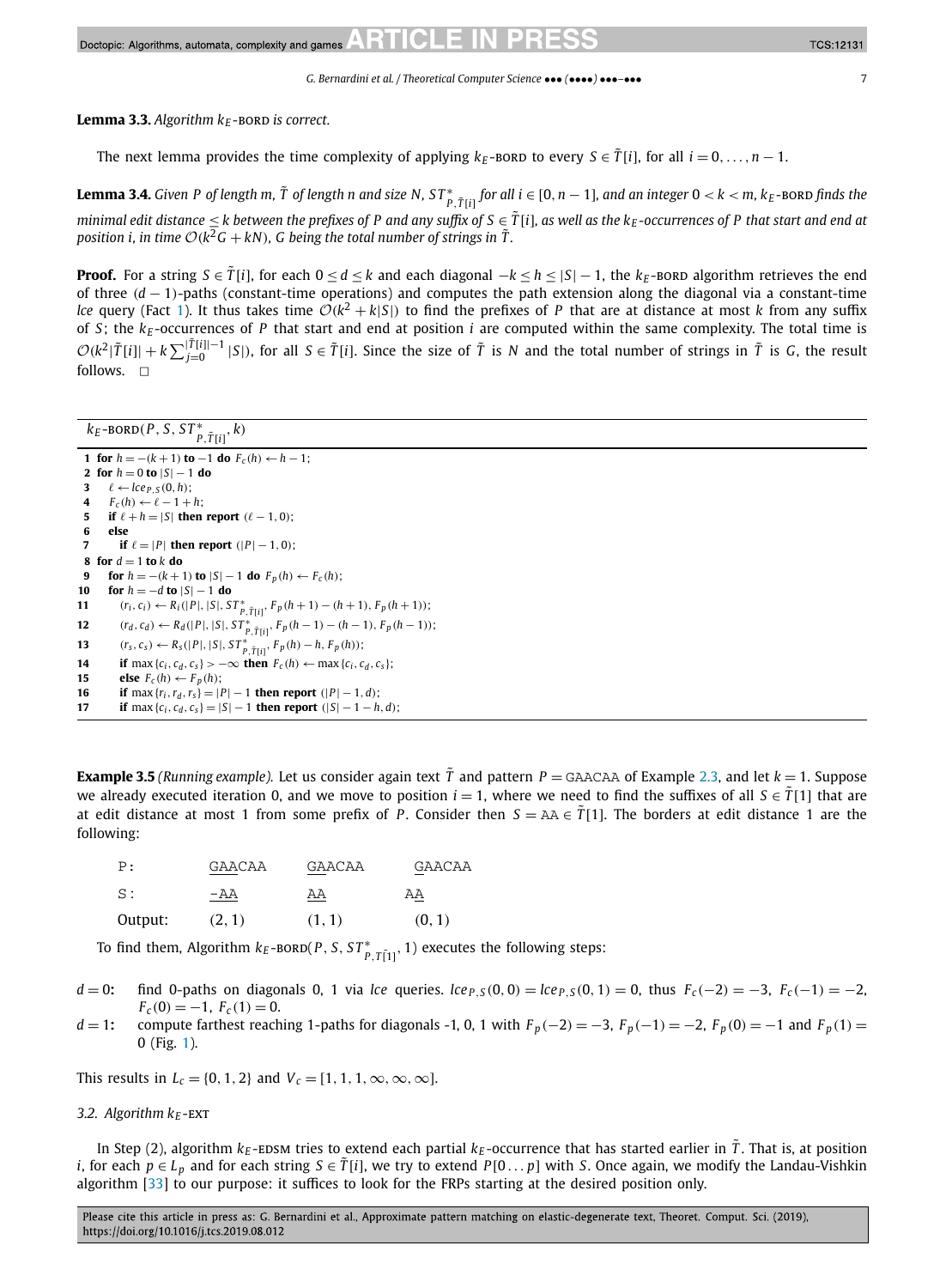**Lemma 3.3.** *Algorithm $k_E$-BORD is correct.*

The next lemma provides the time complexity of applying $k_E$-BORD to every $S \in \tilde{T}[i]$, for all $i = 0, \ldots, n-1$.

**Lemma 3.4.** *Given $P$ of length $m$, $\tilde{T}$ of length $n$ and size $N$, $ST^*_{P,\tilde{T}[i]}$ for all $i \in [0, n-1]$, and an integer $0 < k < m$, $k_E$-BORD finds the minimal edit distance $\leq k$ between the prefixes of $P$ and any suffix of $S \in \tilde{T}[i]$, as well as the $k_E$-occurrences of $P$ that start and end at position $i$, in time $\mathcal{O}(k^2 G + kN)$, $G$ being the total number of strings in $\tilde{T}$.*

**Proof.** For a string $S \in \tilde{T}[i]$, for each $0 \leq d \leq k$ and each diagonal $-k \leq h \leq |S| - 1$, the $k_E$-BORD algorithm retrieves the end of three $(d-1)$-paths (constant-time operations) and computes the path extension along the diagonal via a constant-time *lce* query (Fact 1). It thus takes time $\mathcal{O}(k^2 + k|S|)$ to find the prefixes of $P$ that are at distance at most $k$ from any suffix of $S$; the $k_E$-occurrences of $P$ that start and end at position $i$ are computed within the same complexity. The total time is $\mathcal{O}(k^2|\tilde{T}[i]| + k\sum_{j=0}^{|\tilde{T}[i]|-1} |S|)$, for all $S \in \tilde{T}[i]$. Since the size of $\tilde{T}$ is $N$ and the total number of strings in $\tilde{T}$ is $G$, the result follows. □

$k_E$-BORD$(P, S, ST^*_{P,\tilde{T}[i]}, k)$

```
 1 for h = −(k+1) to −1 do F_c(h) ← h − 1;
 2 for h = 0 to |S| − 1 do
 3    ℓ ← lce_{P,S}(0, h);
 4    F_c(h) ← ℓ − 1 + h;
 5    if ℓ + h = |S| then report (ℓ − 1, 0);
 6    else
 7       if ℓ = |P| then report (|P| − 1, 0);
 8 for d = 1 to k do
 9    for h = −(k+1) to |S| − 1 do F_p(h) ← F_c(h);
10    for h = −d to |S| − 1 do
11       (r_i, c_i) ← R_i(|P|, |S|, ST*_{P,T̃[i]}, F_p(h+1) − (h+1), F_p(h+1));
12       (r_d, c_d) ← R_d(|P|, |S|, ST*_{P,T̃[i]}, F_p(h−1) − (h−1), F_p(h−1));
13       (r_s, c_s) ← R_s(|P|, |S|, ST*_{P,T̃[i]}, F_p(h) − h, F_p(h));
14       if max{c_i, c_d, c_s} > −∞ then F_c(h) ← max{c_i, c_d, c_s};
15       else F_c(h) ← F_p(h);
16       if max{r_i, r_d, r_s} = |P| − 1 then report (|P| − 1, d);
17       if max{c_i, c_d, c_s} = |S| − 1 then report (|S| − 1 − h, d);
```

**Example 3.5** *(Running example).* Let us consider again text $\tilde{T}$ and pattern $P = \texttt{GAACAA}$ of Example 2.3, and let $k = 1$. Suppose we already executed iteration 0, and we move to position $i = 1$, where we need to find the suffixes of all $S \in \tilde{T}[1]$ that are at edit distance at most 1 from some prefix of $P$. Consider then $S = \texttt{AA} \in \tilde{T}[1]$. The borders at edit distance 1 are the following:

| | | | |
|---|---|---|---|
| P: | <u>GAA</u>CAA | <u>GA</u>ACAA | <u>G</u>AACAA |
| S: | <u>-AA</u> | <u>AA</u> | A<u>A</u> |
| Output: | (2, 1) | (1, 1) | (0, 1) |

To find them, Algorithm $k_E$-BORD$(P, S, ST^*_{P,\tilde{T}[1]}, 1)$ executes the following steps:

- $d = 0$: find 0-paths on diagonals 0, 1 via *lce* queries. $lce_{P,S}(0, 0) = lce_{P,S}(0, 1) = 0$, thus $F_c(-2) = -3$, $F_c(-1) = -2$, $F_c(0) = -1$, $F_c(1) = 0$.
- $d = 1$: compute farthest reaching 1-paths for diagonals -1, 0, 1 with $F_p(-2) = -3$, $F_p(-1) = -2$, $F_p(0) = -1$ and $F_p(1) = 0$ (Fig. 1).

This results in $L_c = \{0, 1, 2\}$ and $V_c = [1, 1, 1, \infty, \infty, \infty]$.

### 3.2. Algorithm $k_E$-EXT

In Step (2), algorithm $k_E$-EDSM tries to extend each partial $k_E$-occurrence that has started earlier in $\tilde{T}$. That is, at position $i$, for each $p \in L_p$ and for each string $S \in \tilde{T}[i]$, we try to extend $P[0 \ldots p]$ with $S$. Once again, we modify the Landau-Vishkin algorithm [33] to our purpose: it suffices to look for the FRPs starting at the desired position only.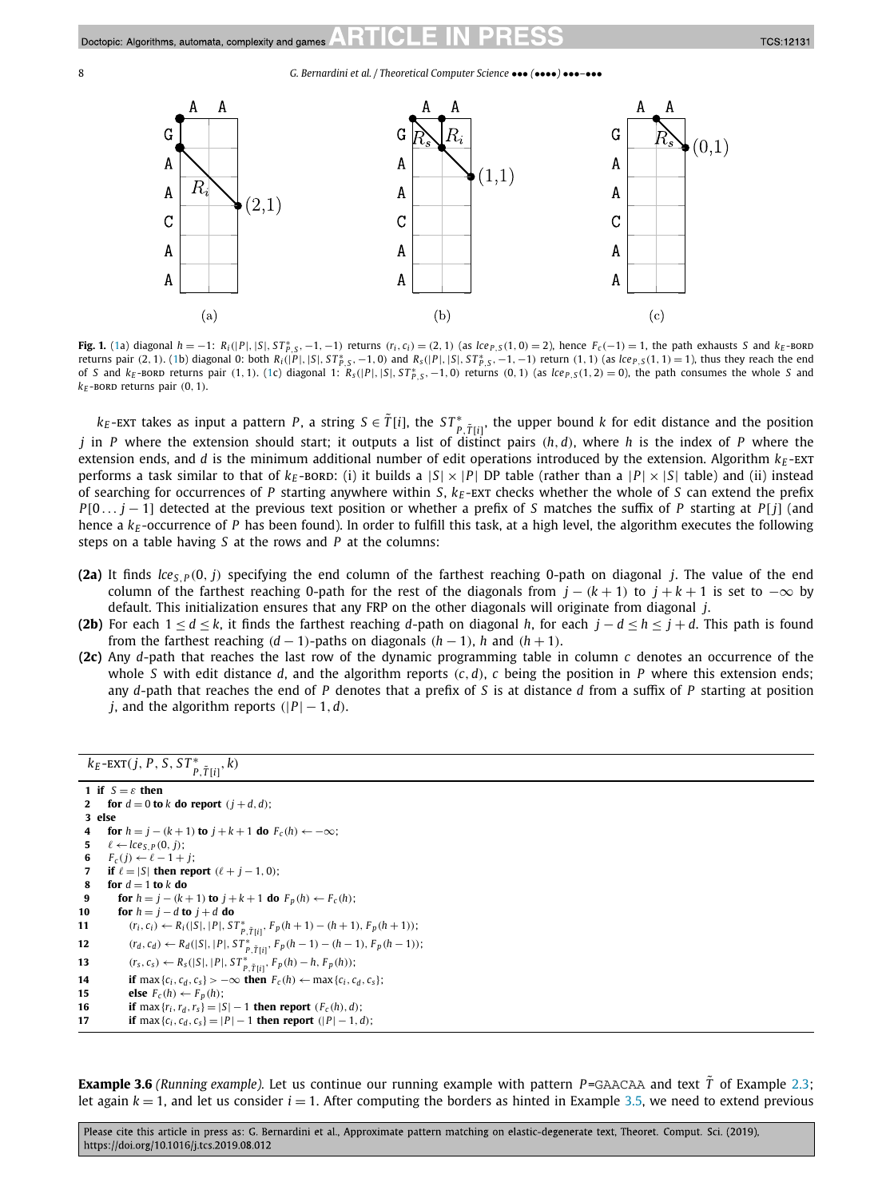**Fig. 1.** (1a) diagonal $h = -1$: $R_i(|P|, |S|, ST^*_{P,S}, -1, -1)$ returns $(r_i, c_i) = (2, 1)$ (as $lce_{P,S}(1, 0) = 2$), hence $F_c(-1) = 1$, the path exhausts $S$ and $k_E$-BORD returns pair $(2, 1)$. (1b) diagonal 0: both $R_i(|P|, |S|, ST^*_{P,S}, -1, 0)$ and $R_s(|P|, |S|, ST^*_{P,S}, -1, -1)$ return $(1, 1)$ (as $lce_{P,S}(1, 1) = 1$), thus they reach the end of $S$ and $k_E$-BORD returns pair $(1, 1)$. (1c) diagonal 1: $R_s(|P|, |S|, ST^*_{P,S}, -1, 0)$ returns $(0, 1)$ (as $lce_{P,S}(1, 2) = 0$), the path consumes the whole $S$ and $k_E$-BORD returns pair $(0, 1)$.

$k_E$-EXT takes as input a pattern $P$, a string $S \in \tilde{T}[i]$, the $ST^*_{P,\tilde{T}[i]}$, the upper bound $k$ for edit distance and the position $j$ in $P$ where the extension should start; it outputs a list of distinct pairs $(h, d)$, where $h$ is the index of $P$ where the extension ends, and $d$ is the minimum additional number of edit operations introduced by the extension. Algorithm $k_E$-EXT performs a task similar to that of $k_E$-BORD: (i) it builds a $|S| \times |P|$ DP table (rather than a $|P| \times |S|$ table) and (ii) instead of searching for occurrences of $P$ starting anywhere within $S$, $k_E$-EXT checks whether the whole of $S$ can extend the prefix $P[0 \dots j-1]$ detected at the previous text position or whether a prefix of $S$ matches the suffix of $P$ starting at $P[j]$ (and hence a $k_E$-occurrence of $P$ has been found). In order to fulfill this task, at a high level, the algorithm executes the following steps on a table having $S$ at the rows and $P$ at the columns:

- **(2a)** It finds $lce_{S,P}(0, j)$ specifying the end column of the farthest reaching 0-path on diagonal $j$. The value of the end column of the farthest reaching 0-path for the rest of the diagonals from $j - (k + 1)$ to $j + k + 1$ is set to $-\infty$ by default. This initialization ensures that any FRP on the other diagonals will originate from diagonal $j$.
- **(2b)** For each $1 \le d \le k$, it finds the farthest reaching $d$-path on diagonal $h$, for each $j - d \le h \le j + d$. This path is found from the farthest reaching $(d - 1)$-paths on diagonals $(h - 1)$, $h$ and $(h + 1)$.
- **(2c)** Any $d$-path that reaches the last row of the dynamic programming table in column $c$ denotes an occurrence of the whole $S$ with edit distance $d$, and the algorithm reports $(c, d)$, $c$ being the position in $P$ where this extension ends; any $d$-path that reaches the end of $P$ denotes that a prefix of $S$ is at distance $d$ from a suffix of $P$ starting at position $j$, and the algorithm reports $(|P| - 1, d)$.

$k_E$-EXT$(j, P, S, ST^*_{P,\tilde{T}[i]}, k)$

```
1  if S = ε then
2    for d = 0 to k do report (j + d, d);
3  else
4    for h = j − (k + 1) to j + k + 1 do F_c(h) ← −∞;
5    ℓ ← lce_{S,P}(0, j);
6    F_c(j) ← ℓ − 1 + j;
7    if ℓ = |S| then report (ℓ + j − 1, 0);
8    for d = 1 to k do
9      for h = j − (k + 1) to j + k + 1 do F_p(h) ← F_c(h);
10     for h = j − d to j + d do
11       (r_i, c_i) ← R_i(|S|, |P|, ST*_{P,T̃[i]}, F_p(h + 1) − (h + 1), F_p(h + 1));
12       (r_d, c_d) ← R_d(|S|, |P|, ST*_{P,T̃[i]}, F_p(h − 1) − (h − 1), F_p(h − 1));
13       (r_s, c_s) ← R_s(|S|, |P|, ST*_{P,T̃[i]}, F_p(h) − h, F_p(h));
14       if max{c_i, c_d, c_s} > −∞ then F_c(h) ← max{c_i, c_d, c_s};
15       else F_c(h) ← F_p(h);
16       if max{r_i, r_d, r_s} = |S| − 1 then report (F_c(h), d);
17       if max{c_i, c_d, c_s} = |P| − 1 then report (|P| − 1, d);
```

**Example 3.6** *(Running example).* Let us continue our running example with pattern $P$=GAACAA and text $\tilde{T}$ of Example 2.3; let again $k = 1$, and let us consider $i = 1$. After computing the borders as hinted in Example 3.5, we need to extend previous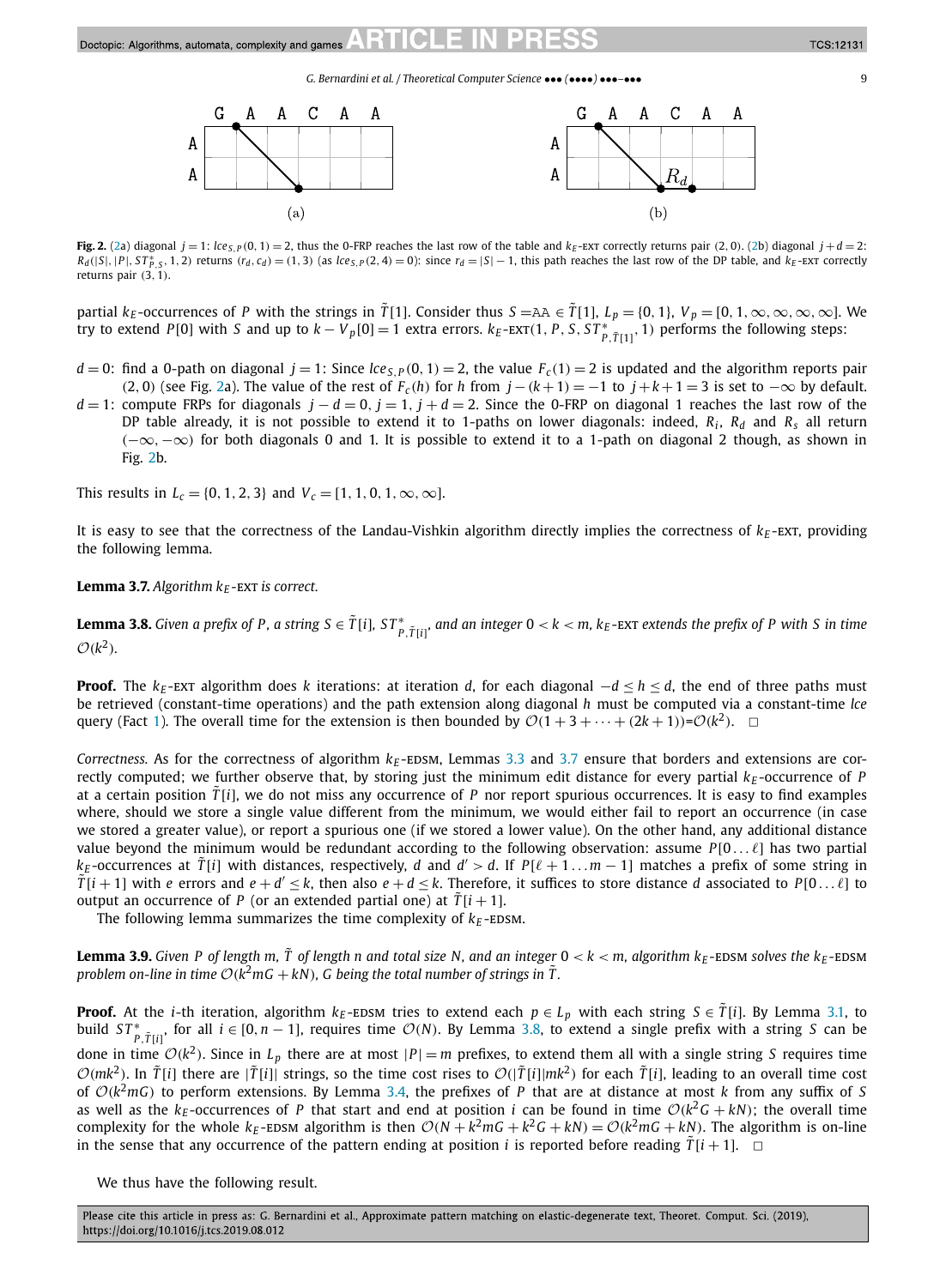**Fig. 2.** (2a) diagonal $j = 1$: $lce_{S,P}(0,1) = 2$, thus the 0-FRP reaches the last row of the table and $k_E$-EXT correctly returns pair $(2,0)$. (2b) diagonal $j+d = 2$: $R_d(|S|, |P|, ST^*_{P,S}, 1, 2)$ returns $(r_d, c_d) = (1,3)$ (as $lce_{S,P}(2,4) = 0$): since $r_d = |S| - 1$, this path reaches the last row of the DP table, and $k_E$-EXT correctly returns pair $(3,1)$.

partial $k_E$-occurrences of $P$ with the strings in $\tilde{T}[1]$. Consider thus $S = \texttt{AA} \in \tilde{T}[1]$, $L_p = \{0, 1\}$, $V_p = [0, 1, \infty, \infty, \infty, \infty]$. We try to extend $P[0]$ with $S$ and up to $k - V_p[0] = 1$ extra errors. $k_E$-EXT$(1, P, S, ST^*_{P,\tilde{T}[1]}, 1)$ performs the following steps:

- $d = 0$: find a 0-path on diagonal $j = 1$: Since $lce_{S,P}(0,1) = 2$, the value $F_c(1) = 2$ is updated and the algorithm reports pair $(2,0)$ (see Fig. 2a). The value of the rest of $F_c(h)$ for $h$ from $j - (k+1) = -1$ to $j + k + 1 = 3$ is set to $-\infty$ by default.
- $d = 1$: compute FRPs for diagonals $j - d = 0$, $j = 1$, $j + d = 2$. Since the 0-FRP on diagonal 1 reaches the last row of the DP table already, it is not possible to extend it to 1-paths on lower diagonals: indeed, $R_i$, $R_d$ and $R_s$ all return $(-\infty, -\infty)$ for both diagonals 0 and 1. It is possible to extend it to a 1-path on diagonal 2 though, as shown in Fig. 2b.

This results in $L_c = \{0, 1, 2, 3\}$ and $V_c = [1, 1, 0, 1, \infty, \infty]$.

It is easy to see that the correctness of the Landau-Vishkin algorithm directly implies the correctness of $k_E$-EXT, providing the following lemma.

**Lemma 3.7.** *Algorithm $k_E$-EXT is correct.*

**Lemma 3.8.** *Given a prefix of $P$, a string $S \in \tilde{T}[i]$, $ST^*_{P,\tilde{T}[i]}$, and an integer $0 < k < m$, $k_E$-EXT extends the prefix of $P$ with $S$ in time $\mathcal{O}(k^2)$.*

**Proof.** The $k_E$-EXT algorithm does $k$ iterations: at iteration $d$, for each diagonal $-d \leq h \leq d$, the end of three paths must be retrieved (constant-time operations) and the path extension along diagonal $h$ must be computed via a constant-time $lce$ query (Fact 1). The overall time for the extension is then bounded by $\mathcal{O}(1 + 3 + \cdots + (2k+1))$=$\mathcal{O}(k^2)$. □

*Correctness.* As for the correctness of algorithm $k_E$-EDSM, Lemmas 3.3 and 3.7 ensure that borders and extensions are correctly computed; we further observe that, by storing just the minimum edit distance for every partial $k_E$-occurrence of $P$ at a certain position $\tilde{T}[i]$, we do not miss any occurrence of $P$ nor report spurious occurrences. It is easy to find examples where, should we store a single value different from the minimum, we would either fail to report an occurrence (in case we stored a greater value), or report a spurious one (if we stored a lower value). On the other hand, any additional distance value beyond the minimum would be redundant according to the following observation: assume $P[0 \ldots \ell]$ has two partial $k_E$-occurrences at $\tilde{T}[i]$ with distances, respectively, $d$ and $d' > d$. If $P[\ell + 1 \ldots m-1]$ matches a prefix of some string in $\tilde{T}[i+1]$ with $e$ errors and $e + d' \leq k$, then also $e + d \leq k$. Therefore, it suffices to store distance $d$ associated to $P[0 \ldots \ell]$ to output an occurrence of $P$ (or an extended partial one) at $\tilde{T}[i+1]$.

The following lemma summarizes the time complexity of $k_E$-EDSM.

**Lemma 3.9.** *Given $P$ of length $m$, $\tilde{T}$ of length $n$ and total size $N$, and an integer $0 < k < m$, algorithm $k_E$-EDSM solves the $k_E$-EDSM problem on-line in time $\mathcal{O}(k^2mG + kN)$, $G$ being the total number of strings in $\tilde{T}$.*

**Proof.** At the $i$-th iteration, algorithm $k_E$-EDSM tries to extend each $p \in L_p$ with each string $S \in \tilde{T}[i]$. By Lemma 3.1, to build $ST^*_{P,\tilde{T}[i]}$, for all $i \in [0, n-1]$, requires time $\mathcal{O}(N)$. By Lemma 3.8, to extend a single prefix with a string $S$ can be done in time $\mathcal{O}(k^2)$. Since in $L_p$ there are at most $|P| = m$ prefixes, to extend them all with a single string $S$ requires time $\mathcal{O}(mk^2)$. In $\tilde{T}[i]$ there are $|\tilde{T}[i]|$ strings, so the time cost rises to $\mathcal{O}(|\tilde{T}[i]|mk^2)$ for each $\tilde{T}[i]$, leading to an overall time cost of $\mathcal{O}(k^2mG)$ to perform extensions. By Lemma 3.4, the prefixes of $P$ that are at distance at most $k$ from any suffix of $S$ as well as the $k_E$-occurrences of $P$ that start and end at position $i$ can be found in time $\mathcal{O}(k^2G + kN)$; the overall time complexity for the whole $k_E$-EDSM algorithm is then $\mathcal{O}(N + k^2mG + k^2G + kN) = \mathcal{O}(k^2mG + kN)$. The algorithm is on-line in the sense that any occurrence of the pattern ending at position $i$ is reported before reading $\tilde{T}[i+1]$. □

We thus have the following result.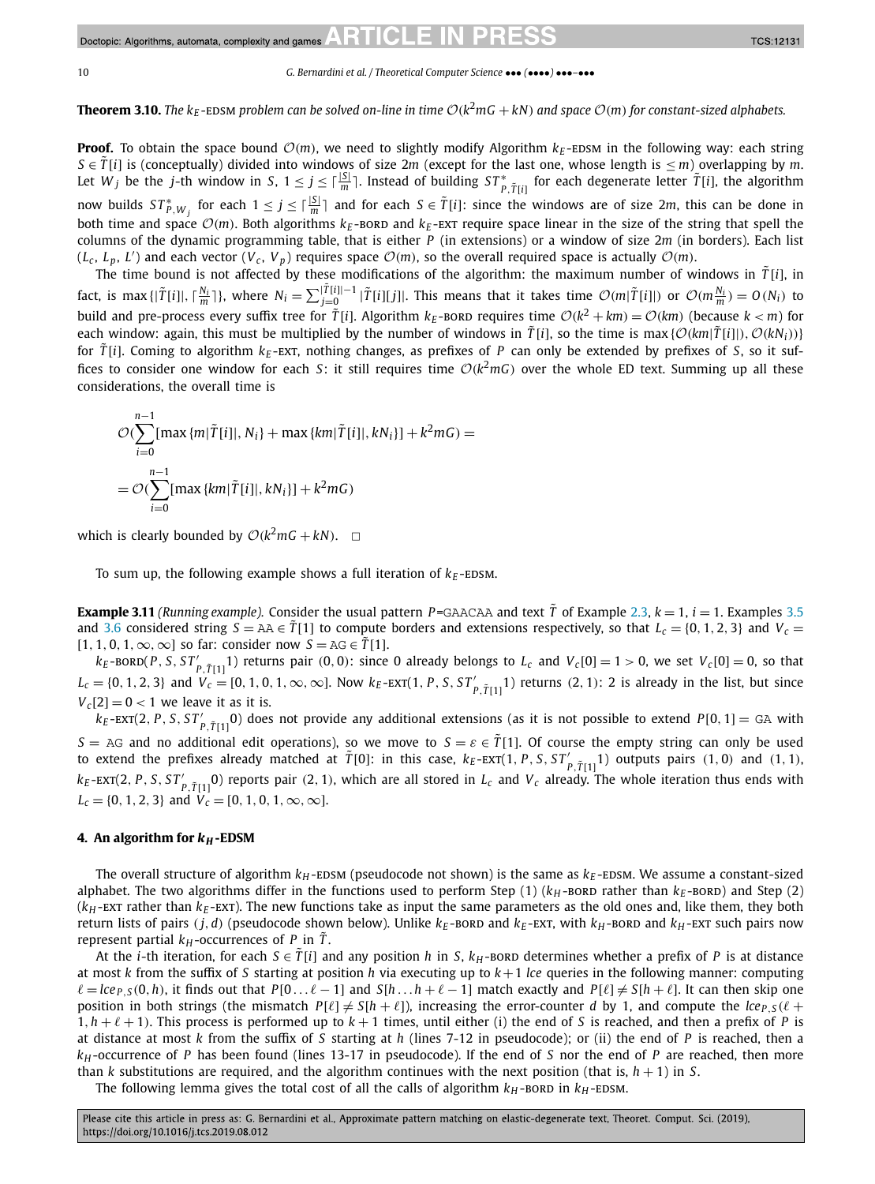**Theorem 3.10.** *The $k_E$-EDSM problem can be solved on-line in time $\mathcal{O}(k^2mG + kN)$ and space $\mathcal{O}(m)$ for constant-sized alphabets.*

**Proof.** To obtain the space bound $\mathcal{O}(m)$, we need to slightly modify Algorithm $k_E$-EDSM in the following way: each string $S \in \tilde{T}[i]$ is (conceptually) divided into windows of size $2m$ (except for the last one, whose length is $\leq m$) overlapping by $m$. Let $W_j$ be the $j$-th window in $S$, $1 \leq j \leq \lceil \frac{|S|}{m} \rceil$. Instead of building $ST^*_{P,\tilde{T}[i]}$ for each degenerate letter $\tilde{T}[i]$, the algorithm now builds $ST^*_{P,W_j}$ for each $1 \leq j \leq \lceil \frac{|S|}{m} \rceil$ and for each $S \in \tilde{T}[i]$: since the windows are of size $2m$, this can be done in both time and space $\mathcal{O}(m)$. Both algorithms $k_E$-BORD and $k_E$-EXT require space linear in the size of the string that spell the columns of the dynamic programming table, that is either $P$ (in extensions) or a window of size $2m$ (in borders). Each list $(L_c, L_p, L')$ and each vector $(V_c, V_p)$ requires space $\mathcal{O}(m)$, so the overall required space is actually $\mathcal{O}(m)$.

The time bound is not affected by these modifications of the algorithm: the maximum number of windows in $\tilde{T}[i]$, in fact, is $\max\{|\tilde{T}[i]|, \lceil \frac{N_i}{m} \rceil\}$, where $N_i = \sum_{j=0}^{|\tilde{T}[i]|-1} |\tilde{T}[i][j]|$. This means that it takes time $\mathcal{O}(m|\tilde{T}[i]|)$ or $\mathcal{O}(m\frac{N_i}{m}) = O(N_i)$ to build and pre-process every suffix tree for $\tilde{T}[i]$. Algorithm $k_E$-BORD requires time $\mathcal{O}(k^2 + km) = \mathcal{O}(km)$ (because $k < m$) for each window: again, this must be multiplied by the number of windows in $\tilde{T}[i]$, so the time is $\max\{\mathcal{O}(km|\tilde{T}[i]|), \mathcal{O}(kN_i)\}$ for $\tilde{T}[i]$. Coming to algorithm $k_E$-EXT, nothing changes, as prefixes of $P$ can only be extended by prefixes of $S$, so it suffices to consider one window for each $S$: it still requires time $\mathcal{O}(k^2mG)$ over the whole ED text. Summing up all these considerations, the overall time is

$$
\mathcal{O}(\sum_{i=0}^{n-1}[\max\{m|\tilde{T}[i]|, N_i\} + \max\{km|\tilde{T}[i]|, kN_i\}] + k^2mG) =
$$

$$
= \mathcal{O}(\sum_{i=0}^{n-1}[\max\{km|\tilde{T}[i]|, kN_i\}] + k^2mG)
$$

which is clearly bounded by $\mathcal{O}(k^2mG + kN)$. $\square$

To sum up, the following example shows a full iteration of $k_E$-EDSM.

**Example 3.11** *(Running example).* Consider the usual pattern $P$=GAACAA and text $\tilde{T}$ of Example 2.3, $k = 1$, $i = 1$. Examples 3.5 and 3.6 considered string $S$ = AA $\in \tilde{T}[1]$ to compute borders and extensions respectively, so that $L_c = \{0, 1, 2, 3\}$ and $V_c = [1, 1, 0, 1, \infty, \infty]$ so far: consider now $S$ = AG $\in \tilde{T}[1]$.

$k_E$-BORD$(P, S, ST'_{P,\tilde{T}[1]}1)$ returns pair $(0, 0)$: since 0 already belongs to $L_c$ and $V_c[0] = 1 > 0$, we set $V_c[0] = 0$, so that $L_c = \{0, 1, 2, 3\}$ and $V_c = [0, 1, 0, 1, \infty, \infty]$. Now $k_E$-EXT$(1, P, S, ST'_{P,\tilde{T}[1]}1)$ returns $(2, 1)$: 2 is already in the list, but since $V_c[2] = 0 < 1$ we leave it as it is.

$k_E$-EXT$(2, P, S, ST'_{P,\tilde{T}[1]}0)$ does not provide any additional extensions (as it is not possible to extend $P[0, 1]$ = GA with $S$ = AG and no additional edit operations), so we move to $S = \varepsilon \in \tilde{T}[1]$. Of course the empty string can only be used to extend the prefixes already matched at $\tilde{T}[0]$: in this case, $k_E$-EXT$(1, P, S, ST'_{P,\tilde{T}[1]}1)$ outputs pairs $(1, 0)$ and $(1, 1)$, $k_E$-EXT$(2, P, S, ST'_{P,\tilde{T}[1]}0)$ reports pair $(2, 1)$, which are all stored in $L_c$ and $V_c$ already. The whole iteration thus ends with $L_c = \{0, 1, 2, 3\}$ and $V_c = [0, 1, 0, 1, \infty, \infty]$.

## 4. An algorithm for $k_H$-EDSM

The overall structure of algorithm $k_H$-EDSM (pseudocode not shown) is the same as $k_E$-EDSM. We assume a constant-sized alphabet. The two algorithms differ in the functions used to perform Step (1) ($k_H$-BORD rather than $k_E$-BORD) and Step (2) ($k_H$-EXT rather than $k_E$-EXT). The new functions take as input the same parameters as the old ones and, like them, they both return lists of pairs $(j, d)$ (pseudocode shown below). Unlike $k_E$-BORD and $k_E$-EXT, with $k_H$-BORD and $k_H$-EXT such pairs now represent partial $k_H$-occurrences of $P$ in $\tilde{T}$.

At the $i$-th iteration, for each $S \in \tilde{T}[i]$ and any position $h$ in $S$, $k_H$-BORD determines whether a prefix of $P$ is at distance at most $k$ from the suffix of $S$ starting at position $h$ via executing up to $k+1$ *lce* queries in the following manner: computing $\ell = lce_{P,S}(0, h)$, it finds out that $P[0 \ldots \ell - 1]$ and $S[h \ldots h + \ell - 1]$ match exactly and $P[\ell] \neq S[h + \ell]$. It can then skip one position in both strings (the mismatch $P[\ell] \neq S[h + \ell]$), increasing the error-counter $d$ by 1, and compute the $lce_{P,S}(\ell + 1, h + \ell + 1)$. This process is performed up to $k + 1$ times, until either (i) the end of $S$ is reached, and then a prefix of $P$ is at distance at most $k$ from the suffix of $S$ starting at $h$ (lines 7-12 in pseudocode); or (ii) the end of $P$ is reached, then a $k_H$-occurrence of $P$ has been found (lines 13-17 in pseudocode). If the end of $S$ nor the end of $P$ are reached, then more than $k$ substitutions are required, and the algorithm continues with the next position (that is, $h + 1$) in $S$.

The following lemma gives the total cost of all the calls of algorithm $k_H$-BORD in $k_H$-EDSM.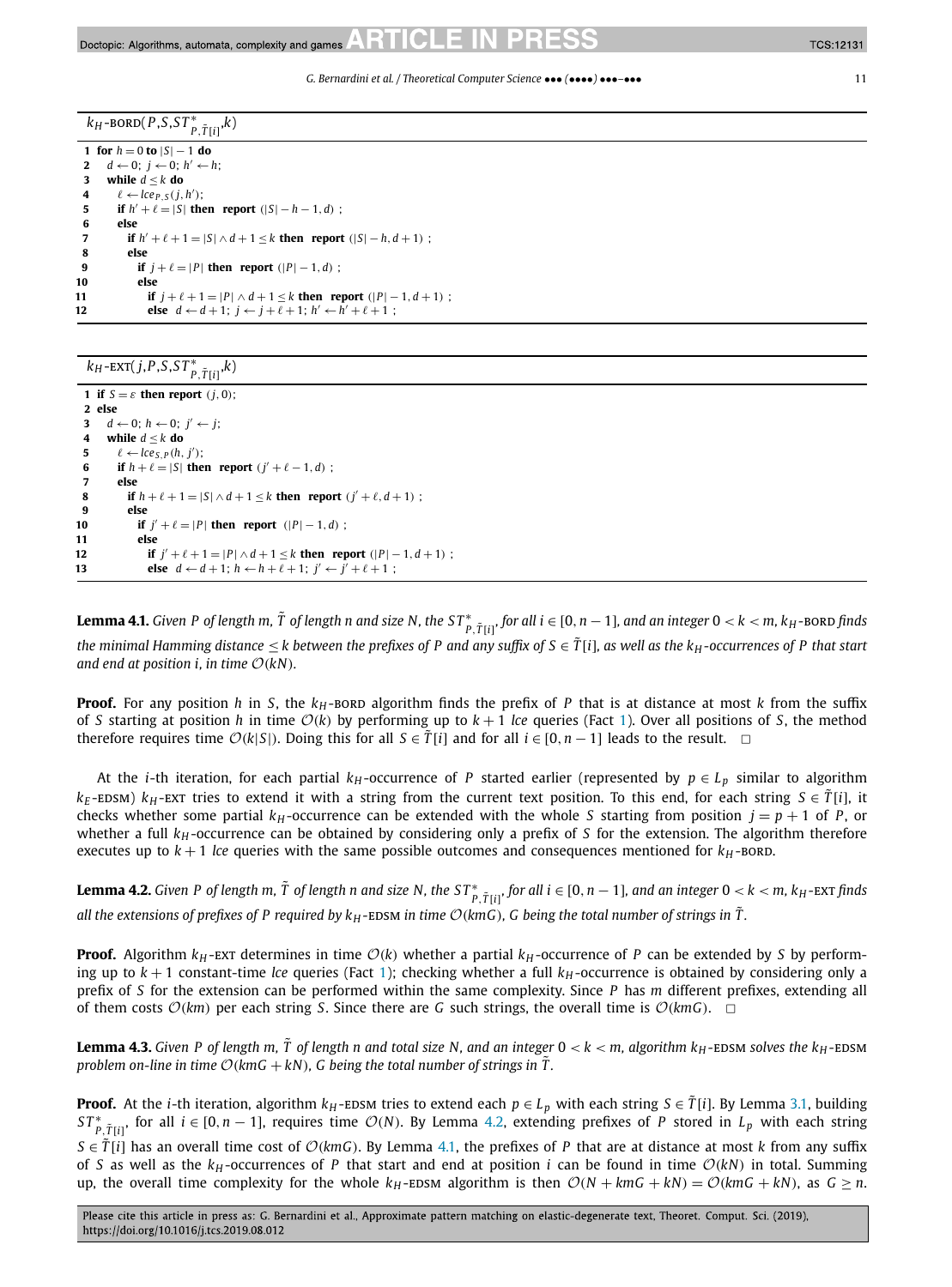```
k_H-BORD(P, S, ST*_{P,T̃[i]}, k)

1  for h = 0 to |S| − 1 do
2    d ← 0; j ← 0; h' ← h;
3    while d ≤ k do
4      ℓ ← lce_{P,S}(j, h');
5      if h' + ℓ = |S| then report (|S| − h − 1, d) ;
6      else
7        if h' + ℓ + 1 = |S| ∧ d + 1 ≤ k then report (|S| − h, d + 1) ;
8        else
9          if j + ℓ = |P| then report (|P| − 1, d) ;
10         else
11           if j + ℓ + 1 = |P| ∧ d + 1 ≤ k then report (|P| − 1, d + 1) ;
12           else d ← d + 1; j ← j + ℓ + 1; h' ← h' + ℓ + 1 ;
```

```
k_H-EXT(j, P, S, ST*_{P,T̃[i]}, k)

1  if S = ε then report (j, 0);
2  else
3    d ← 0; h ← 0; j' ← j;
4    while d ≤ k do
5      ℓ ← lce_{S,P}(h, j');
6      if h + ℓ = |S| then report (j' + ℓ − 1, d) ;
7      else
8        if h + ℓ + 1 = |S| ∧ d + 1 ≤ k then report (j' + ℓ, d + 1) ;
9        else
10         if j' + ℓ = |P| then report (|P| − 1, d) ;
11         else
12           if j' + ℓ + 1 = |P| ∧ d + 1 ≤ k then report (|P| − 1, d + 1) ;
13           else d ← d + 1; h ← h + ℓ + 1; j' ← j' + ℓ + 1 ;
```

**Lemma 4.1.** *Given $P$ of length $m$, $\tilde{T}$ of length $n$ and size $N$, the $ST^*_{P,\tilde{T}[i]}$, for all $i \in [0, n-1]$, and an integer $0 < k < m$, $k_H$-BORD finds the minimal Hamming distance $\leq k$ between the prefixes of $P$ and any suffix of $S \in \tilde{T}[i]$, as well as the $k_H$-occurrences of $P$ that start and end at position $i$, in time $\mathcal{O}(kN)$.*

**Proof.** For any position $h$ in $S$, the $k_H$-BORD algorithm finds the prefix of $P$ that is at distance at most $k$ from the suffix of $S$ starting at position $h$ in time $\mathcal{O}(k)$ by performing up to $k+1$ *lce* queries (Fact 1). Over all positions of $S$, the method therefore requires time $\mathcal{O}(k|S|)$. Doing this for all $S \in \tilde{T}[i]$ and for all $i \in [0, n-1]$ leads to the result. $\square$

At the $i$-th iteration, for each partial $k_H$-occurrence of $P$ started earlier (represented by $p \in L_p$ similar to algorithm $k_E$-EDSM) $k_H$-EXT tries to extend it with a string from the current text position. To this end, for each string $S \in \tilde{T}[i]$, it checks whether some partial $k_H$-occurrence can be extended with the whole $S$ starting from position $j = p + 1$ of $P$, or whether a full $k_H$-occurrence can be obtained by considering only a prefix of $S$ for the extension. The algorithm therefore executes up to $k+1$ *lce* queries with the same possible outcomes and consequences mentioned for $k_H$-BORD.

**Lemma 4.2.** *Given $P$ of length $m$, $\tilde{T}$ of length $n$ and size $N$, the $ST^*_{P,\tilde{T}[i]}$, for all $i \in [0, n-1]$, and an integer $0 < k < m$, $k_H$-EXT finds all the extensions of prefixes of $P$ required by $k_H$-EDSM in time $\mathcal{O}(kmG)$, $G$ being the total number of strings in $\tilde{T}$.*

**Proof.** Algorithm $k_H$-EXT determines in time $\mathcal{O}(k)$ whether a partial $k_H$-occurrence of $P$ can be extended by $S$ by performing up to $k+1$ constant-time *lce* queries (Fact 1); checking whether a full $k_H$-occurrence is obtained by considering only a prefix of $S$ for the extension can be performed within the same complexity. Since $P$ has $m$ different prefixes, extending all of them costs $\mathcal{O}(km)$ per each string $S$. Since there are $G$ such strings, the overall time is $\mathcal{O}(kmG)$. $\square$

**Lemma 4.3.** *Given $P$ of length $m$, $\tilde{T}$ of length $n$ and total size $N$, and an integer $0 < k < m$, algorithm $k_H$-EDSM solves the $k_H$-EDSM problem on-line in time $\mathcal{O}(kmG + kN)$, $G$ being the total number of strings in $\tilde{T}$.*

**Proof.** At the $i$-th iteration, algorithm $k_H$-EDSM tries to extend each $p \in L_p$ with each string $S \in \tilde{T}[i]$. By Lemma 3.1, building $ST^*_{P,\tilde{T}[i]}$, for all $i \in [0, n-1]$, requires time $\mathcal{O}(N)$. By Lemma 4.2, extending prefixes of $P$ stored in $L_p$ with each string $S \in \tilde{T}[i]$ has an overall time cost of $\mathcal{O}(kmG)$. By Lemma 4.1, the prefixes of $P$ that are at distance at most $k$ from any suffix of $S$ as well as the $k_H$-occurrences of $P$ that start and end at position $i$ can be found in time $\mathcal{O}(kN)$ in total. Summing up, the overall time complexity for the whole $k_H$-EDSM algorithm is then $\mathcal{O}(N + kmG + kN) = \mathcal{O}(kmG + kN)$, as $G \geq n$.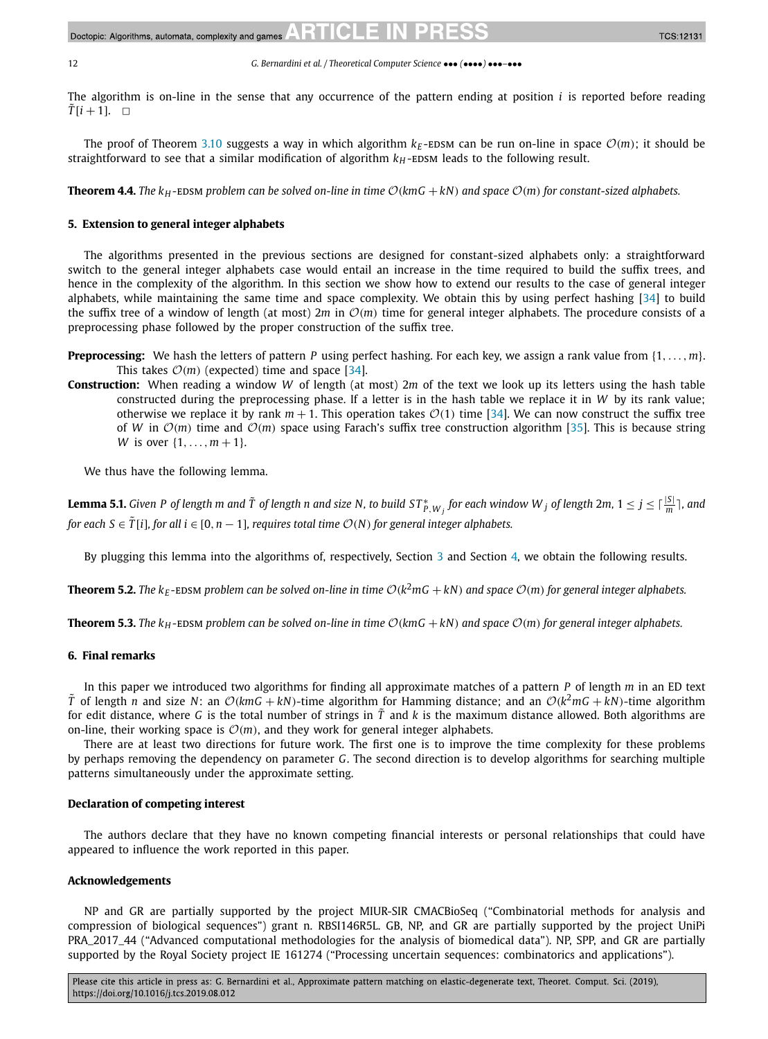The algorithm is on-line in the sense that any occurrence of the pattern ending at position $i$ is reported before reading $\tilde{T}[i+1]$. □

The proof of Theorem 3.10 suggests a way in which algorithm $k_E$-EDSM can be run on-line in space $\mathcal{O}(m)$; it should be straightforward to see that a similar modification of algorithm $k_H$-EDSM leads to the following result.

**Theorem 4.4.** *The $k_H$-EDSM problem can be solved on-line in time $\mathcal{O}(kmG + kN)$ and space $\mathcal{O}(m)$ for constant-sized alphabets.*

## 5. Extension to general integer alphabets

The algorithms presented in the previous sections are designed for constant-sized alphabets only: a straightforward switch to the general integer alphabets case would entail an increase in the time required to build the suffix trees, and hence in the complexity of the algorithm. In this section we show how to extend our results to the case of general integer alphabets, while maintaining the same time and space complexity. We obtain this by using perfect hashing [34] to build the suffix tree of a window of length (at most) $2m$ in $\mathcal{O}(m)$ time for general integer alphabets. The procedure consists of a preprocessing phase followed by the proper construction of the suffix tree.

**Preprocessing:** We hash the letters of pattern $P$ using perfect hashing. For each key, we assign a rank value from $\{1, \ldots, m\}$. This takes $\mathcal{O}(m)$ (expected) time and space [34].

**Construction:** When reading a window $W$ of length (at most) $2m$ of the text we look up its letters using the hash table constructed during the preprocessing phase. If a letter is in the hash table we replace it in $W$ by its rank value; otherwise we replace it by rank $m+1$. This operation takes $\mathcal{O}(1)$ time [34]. We can now construct the suffix tree of $W$ in $\mathcal{O}(m)$ time and $\mathcal{O}(m)$ space using Farach's suffix tree construction algorithm [35]. This is because string $W$ is over $\{1, \ldots, m+1\}$.

We thus have the following lemma.

**Lemma 5.1.** *Given $P$ of length $m$ and $\tilde{T}$ of length $n$ and size $N$, to build $ST^*_{P,W_j}$ for each window $W_j$ of length $2m$, $1 \le j \le \lceil \frac{|S|}{m} \rceil$, and for each $S \in \tilde{T}[i]$, for all $i \in [0, n-1]$, requires total time $\mathcal{O}(N)$ for general integer alphabets.*

By plugging this lemma into the algorithms of, respectively, Section 3 and Section 4, we obtain the following results.

**Theorem 5.2.** *The $k_E$-EDSM problem can be solved on-line in time $\mathcal{O}(k^2mG + kN)$ and space $\mathcal{O}(m)$ for general integer alphabets.*

**Theorem 5.3.** *The $k_H$-EDSM problem can be solved on-line in time $\mathcal{O}(kmG + kN)$ and space $\mathcal{O}(m)$ for general integer alphabets.*

## 6. Final remarks

In this paper we introduced two algorithms for finding all approximate matches of a pattern $P$ of length $m$ in an ED text $\tilde{T}$ of length $n$ and size $N$: an $\mathcal{O}(kmG + kN)$-time algorithm for Hamming distance; and an $\mathcal{O}(k^2mG + kN)$-time algorithm for edit distance, where $G$ is the total number of strings in $\tilde{T}$ and $k$ is the maximum distance allowed. Both algorithms are on-line, their working space is $\mathcal{O}(m)$, and they work for general integer alphabets.

There are at least two directions for future work. The first one is to improve the time complexity for these problems by perhaps removing the dependency on parameter $G$. The second direction is to develop algorithms for searching multiple patterns simultaneously under the approximate setting.

### Declaration of competing interest

The authors declare that they have no known competing financial interests or personal relationships that could have appeared to influence the work reported in this paper.

### Acknowledgements

NP and GR are partially supported by the project MIUR-SIR CMACBioSeq ("Combinatorial methods for analysis and compression of biological sequences") grant n. RBSI146R5L. GB, NP, and GR are partially supported by the project UniPi PRA_2017_44 ("Advanced computational methodologies for the analysis of biomedical data"). NP, SPP, and GR are partially supported by the Royal Society project IE 161274 ("Processing uncertain sequences: combinatorics and applications").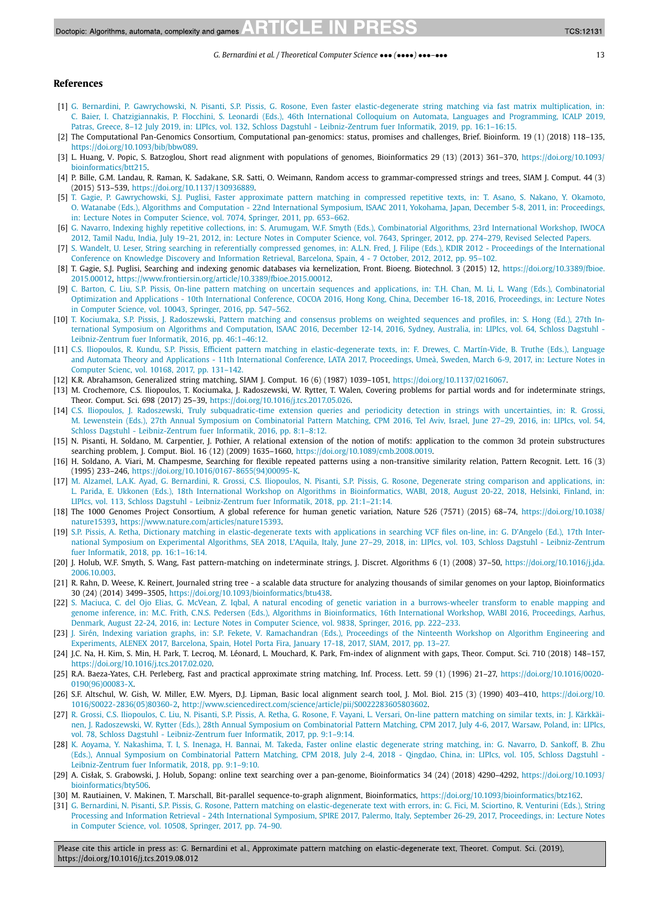## References

[1] G. Bernardini, P. Gawrychowski, N. Pisanti, S.P. Pissis, G. Rosone, Even faster elastic-degenerate string matching via fast matrix multiplication, in: C. Baier, I. Chatzigiannakis, P. Flocchini, S. Leonardi (Eds.), 46th International Colloquium on Automata, Languages and Programming, ICALP 2019, Patras, Greece, 8–12 July 2019, in: LIPIcs, vol. 132, Schloss Dagstuhl - Leibniz-Zentrum fuer Informatik, 2019, pp. 16:1–16:15.

[2] The Computational Pan-Genomics Consortium, Computational pan-genomics: status, promises and challenges, Brief. Bioinform. 19 (1) (2018) 118–135, https://doi.org/10.1093/bib/bbw089.

[3] L. Huang, V. Popic, S. Batzoglou, Short read alignment with populations of genomes, Bioinformatics 29 (13) (2013) 361–370, https://doi.org/10.1093/bioinformatics/btt215.

[4] P. Bille, G.M. Landau, R. Raman, K. Sadakane, S.R. Satti, O. Weimann, Random access to grammar-compressed strings and trees, SIAM J. Comput. 44 (3) (2015) 513–539, https://doi.org/10.1137/130936889.

[5] T. Gagie, P. Gawrychowski, S.J. Puglisi, Faster approximate pattern matching in compressed repetitive texts, in: T. Asano, S. Nakano, Y. Okamoto, O. Watanabe (Eds.), Algorithms and Computation - 22nd International Symposium, ISAAC 2011, Yokohama, Japan, December 5-8, 2011, in: Proceedings, in: Lecture Notes in Computer Science, vol. 7074, Springer, 2011, pp. 653–662.

[6] G. Navarro, Indexing highly repetitive collections, in: S. Arumugam, W.F. Smyth (Eds.), Combinatorial Algorithms, 23rd International Workshop, IWOCA 2012, Tamil Nadu, India, July 19–21, 2012, in: Lecture Notes in Computer Science, vol. 7643, Springer, 2012, pp. 274–279, Revised Selected Papers.

[7] S. Wandelt, U. Leser, String searching in referentially compressed genomes, in: A.L.N. Fred, J. Filipe (Eds.), KDIR 2012 - Proceedings of the International Conference on Knowledge Discovery and Information Retrieval, Barcelona, Spain, 4 - 7 October, 2012, 2012, pp. 95–102.

[8] T. Gagie, S.J. Puglisi, Searching and indexing genomic databases via kernelization, Front. Bioeng. Biotechnol. 3 (2015) 12, https://doi.org/10.3389/fbioe.2015.00012, https://www.frontiersin.org/article/10.3389/fbioe.2015.00012.

[9] C. Barton, C. Liu, S.P. Pissis, On-line pattern matching on uncertain sequences and applications, in: T.H. Chan, M. Li, L. Wang (Eds.), Combinatorial Optimization and Applications - 10th International Conference, COCOA 2016, Hong Kong, China, December 16-18, 2016, Proceedings, in: Lecture Notes in Computer Science, vol. 10043, Springer, 2016, pp. 547–562.

[10] T. Kociumaka, S.P. Pissis, J. Radoszewski, Pattern matching and consensus problems on weighted sequences and profiles, in: S. Hong (Ed.), 27th International Symposium on Algorithms and Computation, ISAAC 2016, December 12-14, 2016, Sydney, Australia, in: LIPIcs, vol. 64, Schloss Dagstuhl - Leibniz-Zentrum fuer Informatik, 2016, pp. 46:1–46:12.

[11] C.S. Iliopoulos, R. Kundu, S.P. Pissis, Efficient pattern matching in elastic-degenerate texts, in: F. Drewes, C. Martín-Vide, B. Truthe (Eds.), Language and Automata Theory and Applications - 11th International Conference, LATA 2017, Proceedings, Umeå, Sweden, March 6-9, 2017, in: Lecture Notes in Computer Scienc, vol. 10168, 2017, pp. 131–142.

[12] K.R. Abrahamson, Generalized string matching, SIAM J. Comput. 16 (6) (1987) 1039–1051, https://doi.org/10.1137/0216067.

[13] M. Crochemore, C.S. Iliopoulos, T. Kociumaka, J. Radoszewski, W. Rytter, T. Walen, Covering problems for partial words and for indeterminate strings, Theor. Comput. Sci. 698 (2017) 25–39, https://doi.org/10.1016/j.tcs.2017.05.026.

[14] C.S. Iliopoulos, J. Radoszewski, Truly subquadratic-time extension queries and periodicity detection in strings with uncertainties, in: R. Grossi, M. Lewenstein (Eds.), 27th Annual Symposium on Combinatorial Pattern Matching, CPM 2016, Tel Aviv, Israel, June 27–29, 2016, in: LIPIcs, vol. 54, Schloss Dagstuhl - Leibniz-Zentrum fuer Informatik, 2016, pp. 8:1–8:12.

[15] N. Pisanti, H. Soldano, M. Carpentier, J. Pothier, A relational extension of the notion of motifs: application to the common 3d protein substructures searching problem, J. Comput. Biol. 16 (12) (2009) 1635–1660, https://doi.org/10.1089/cmb.2008.0019.

[16] H. Soldano, A. Viari, M. Champesme, Searching for flexible repeated patterns using a non-transitive similarity relation, Pattern Recognit. Lett. 16 (3) (1995) 233–246, https://doi.org/10.1016/0167-8655(94)00095-K.

[17] M. Alzamel, L.A.K. Ayad, G. Bernardini, R. Grossi, C.S. Iliopoulos, N. Pisanti, S.P. Pissis, G. Rosone, Degenerate string comparison and applications, in: L. Parida, E. Ukkonen (Eds.), 18th International Workshop on Algorithms in Bioinformatics, WABI, 2018, August 20-22, 2018, Helsinki, Finland, in: LIPIcs, vol. 113, Schloss Dagstuhl - Leibniz-Zentrum fuer Informatik, 2018, pp. 21:1–21:14.

[18] The 1000 Genomes Project Consortium, A global reference for human genetic variation, Nature 526 (7571) (2015) 68–74, https://doi.org/10.1038/nature15393, https://www.nature.com/articles/nature15393.

[19] S.P. Pissis, A. Retha, Dictionary matching in elastic-degenerate texts with applications in searching VCF files on-line, in: G. D'Angelo (Ed.), 17th International Symposium on Experimental Algorithms, SEA 2018, L'Aquila, Italy, June 27–29, 2018, in: LIPIcs, vol. 103, Schloss Dagstuhl - Leibniz-Zentrum fuer Informatik, 2018, pp. 16:1–16:14.

[20] J. Holub, W.F. Smyth, S. Wang, Fast pattern-matching on indeterminate strings, J. Discret. Algorithms 6 (1) (2008) 37–50, https://doi.org/10.1016/j.jda.2006.10.003.

[21] R. Rahn, D. Weese, K. Reinert, Journaled string tree - a scalable data structure for analyzing thousands of similar genomes on your laptop, Bioinformatics 30 (24) (2014) 3499–3505, https://doi.org/10.1093/bioinformatics/btu438.

[22] S. Maciuca, C. del Ojo Elias, G. McVean, Z. Iqbal, A natural encoding of genetic variation in a burrows-wheeler transform to enable mapping and genome inference, in: M.C. Frith, C.N.S. Pedersen (Eds.), Algorithms in Bioinformatics, 16th International Workshop, WABI 2016, Proceedings, Aarhus, Denmark, August 22-24, 2016, in: Lecture Notes in Computer Science, vol. 9838, Springer, 2016, pp. 222–233.

[23] J. Sirén, Indexing variation graphs, in: S.P. Fekete, V. Ramachandran (Eds.), Proceedings of the Ninteenth Workshop on Algorithm Engineering and Experiments, ALENEX 2017, Barcelona, Spain, Hotel Porta Fira, January 17-18, 2017, SIAM, 2017, pp. 13–27.

[24] J.C. Na, H. Kim, S. Min, H. Park, T. Lecroq, M. Léonard, L. Mouchard, K. Park, Fm-index of alignment with gaps, Theor. Comput. Sci. 710 (2018) 148–157, https://doi.org/10.1016/j.tcs.2017.02.020.

[25] R.A. Baeza-Yates, C.H. Perleberg, Fast and practical approximate string matching, Inf. Process. Lett. 59 (1) (1996) 21–27, https://doi.org/10.1016/0020-0190(96)00083-X.

[26] S.F. Altschul, W. Gish, W. Miller, E.W. Myers, D.J. Lipman, Basic local alignment search tool, J. Mol. Biol. 215 (3) (1990) 403–410, https://doi.org/10.1016/S0022-2836(05)80360-2, http://www.sciencedirect.com/science/article/pii/S0022283605803602.

[27] R. Grossi, C.S. Iliopoulos, C. Liu, N. Pisanti, S.P. Pissis, A. Retha, G. Rosone, F. Vayani, L. Versari, On-line pattern matching on similar texts, in: J. Kärkkäinen, J. Radoszewski, W. Rytter (Eds.), 28th Annual Symposium on Combinatorial Pattern Matching, CPM 2017, July 4-6, 2017, Warsaw, Poland, in: LIPIcs, vol. 78, Schloss Dagstuhl - Leibniz-Zentrum fuer Informatik, 2017, pp. 9:1–9:14.

[28] K. Aoyama, Y. Nakashima, T. I, S. Inenaga, H. Bannai, M. Takeda, Faster online elastic degenerate string matching, in: G. Navarro, D. Sankoff, B. Zhu (Eds.), Annual Symposium on Combinatorial Pattern Matching, CPM 2018, July 2-4, 2018 - Qingdao, China, in: LIPIcs, vol. 105, Schloss Dagstuhl - Leibniz-Zentrum fuer Informatik, 2018, pp. 9:1–9:10.

[29] A. Cisłak, S. Grabowski, J. Holub, Sopang: online text searching over a pan-genome, Bioinformatics 34 (24) (2018) 4290–4292, https://doi.org/10.1093/bioinformatics/bty506.

[30] M. Rautiainen, V. Makinen, T. Marschall, Bit-parallel sequence-to-graph alignment, Bioinformatics, https://doi.org/10.1093/bioinformatics/btz162.

[31] G. Bernardini, N. Pisanti, S.P. Pissis, G. Rosone, Pattern matching on elastic-degenerate text with errors, in: G. Fici, M. Sciortino, R. Venturini (Eds.), String Processing and Information Retrieval - 24th International Symposium, SPIRE 2017, Palermo, Italy, September 26-29, 2017, Proceedings, in: Lecture Notes in Computer Science, vol. 10508, Springer, 2017, pp. 74–90.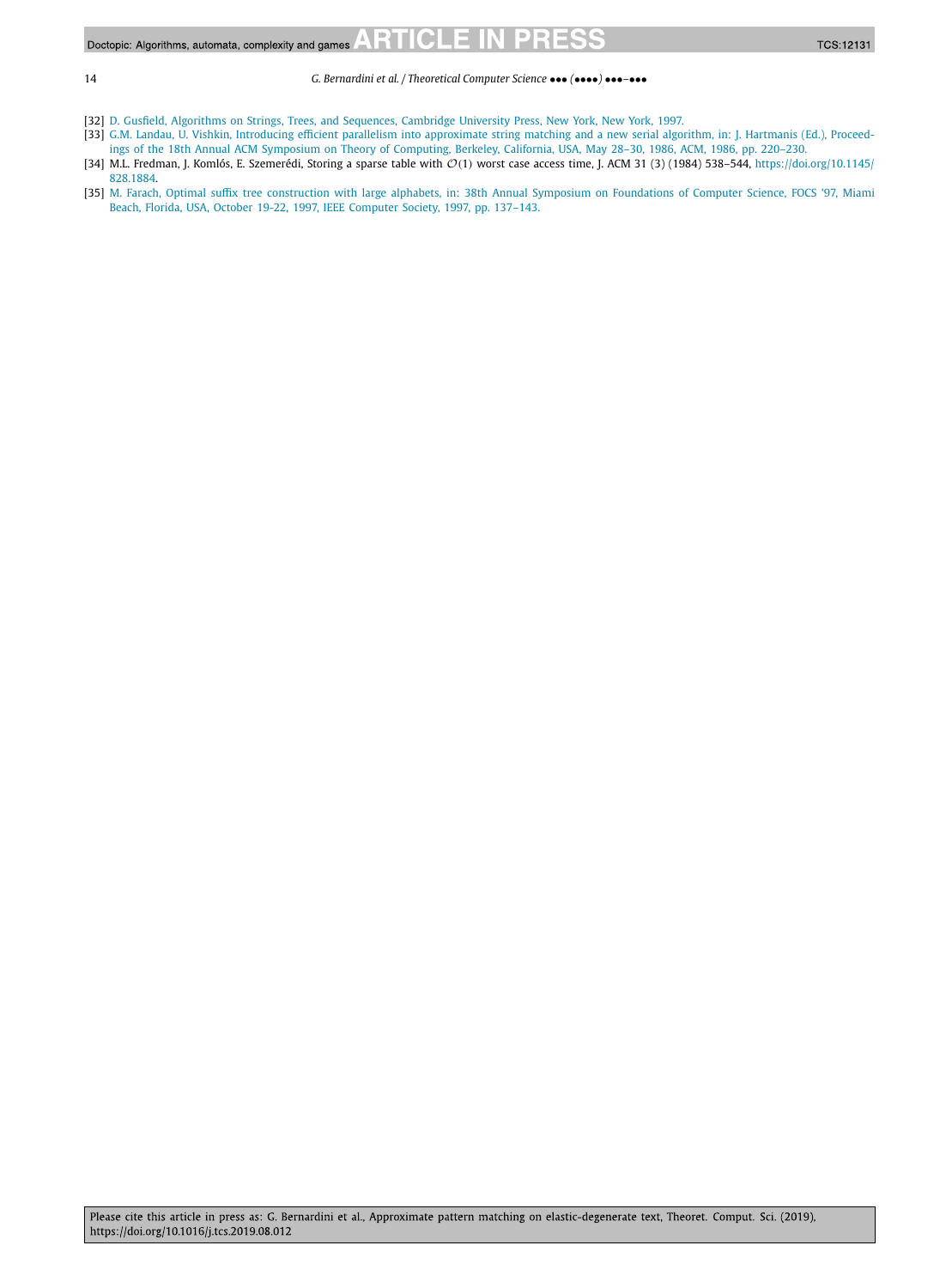[32] D. Gusfield, Algorithms on Strings, Trees, and Sequences, Cambridge University Press, New York, New York, 1997.

[33] G.M. Landau, U. Vishkin, Introducing efficient parallelism into approximate string matching and a new serial algorithm, in: J. Hartmanis (Ed.), Proceedings of the 18th Annual ACM Symposium on Theory of Computing, Berkeley, California, USA, May 28–30, 1986, ACM, 1986, pp. 220–230.

[34] M.L. Fredman, J. Komlós, E. Szemerédi, Storing a sparse table with $\mathcal{O}(1)$ worst case access time, J. ACM 31 (3) (1984) 538–544, https://doi.org/10.1145/828.1884.

[35] M. Farach, Optimal suffix tree construction with large alphabets, in: 38th Annual Symposium on Foundations of Computer Science, FOCS '97, Miami Beach, Florida, USA, October 19-22, 1997, IEEE Computer Society, 1997, pp. 137–143.

Please cite this article in press as: G. Bernardini et al., Approximate pattern matching on elastic-degenerate text, Theoret. Comput. Sci. (2019), https://doi.org/10.1016/j.tcs.2019.08.012